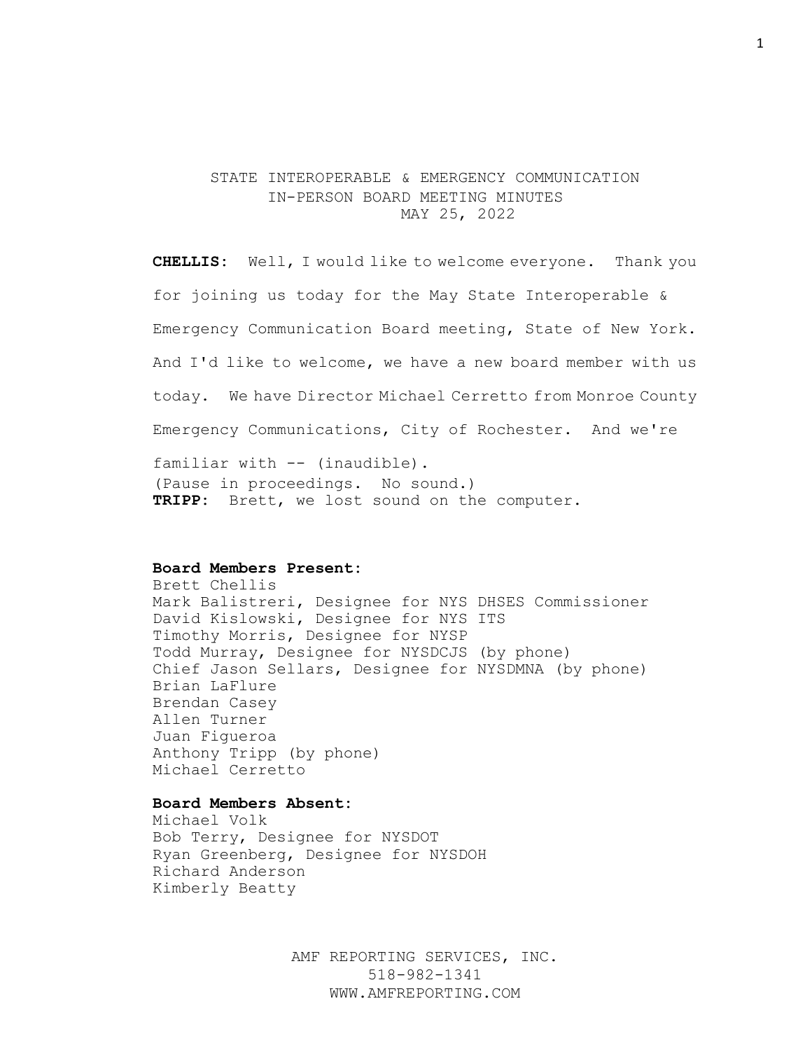# STATE INTEROPERABLE & EMERGENCY COMMUNICATION
## IN-PERSON BOARD MEETING MINUTES
### MAY 25, 2022

**CHELLIS**: Well, I would like to welcome everyone. Thank you for joining us today for the May State Interoperable & Emergency Communication Board meeting, State of New York. And I'd like to welcome, we have a new board member with us today. We have Director Michael Cerretto from Monroe County Emergency Communications, City of Rochester. And we're familiar with -- (inaudible).

(Pause in proceedings. No sound.)

**TRIPP**: Brett, we lost sound on the computer.

**Board Members Present**:

Brett Chellis
Mark Balistreri, Designee for NYS DHSES Commissioner
David Kislowski, Designee for NYS ITS
Timothy Morris, Designee for NYSP
Todd Murray, Designee for NYSDCJS (by phone)
Chief Jason Sellars, Designee for NYSDMNA (by phone)
Brian LaFlure
Brendan Casey
Allen Turner
Juan Figueroa
Anthony Tripp (by phone)
Michael Cerretto

**Board Members Absent**:

Michael Volk
Bob Terry, Designee for NYSDOT
Ryan Greenberg, Designee for NYSDOH
Richard Anderson
Kimberly Beatty

AMF REPORTING SERVICES, INC.
518-982-1341
WWW.AMFREPORTING.COM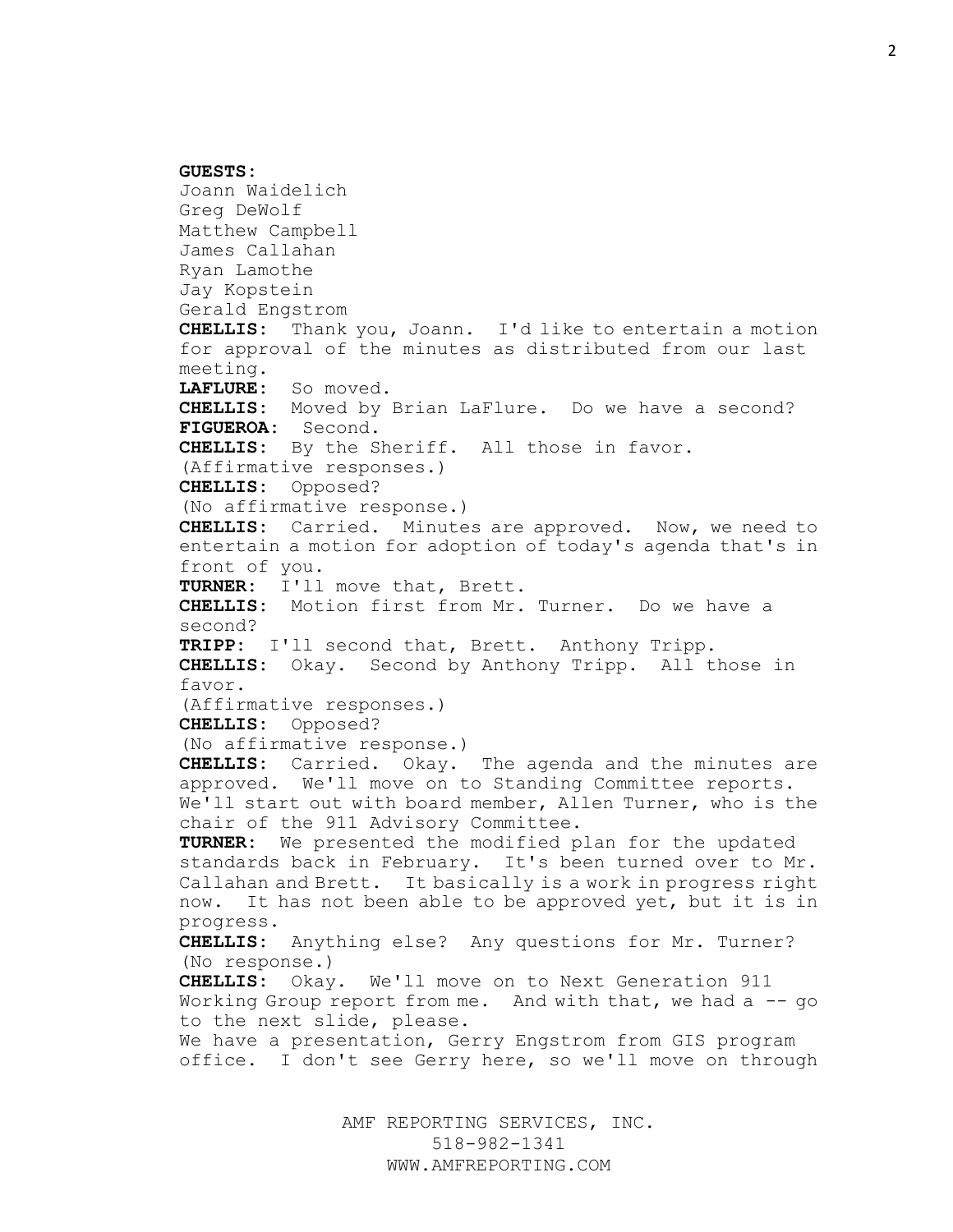**GUESTS:**
Joann Waidelich
Greg DeWolf
Matthew Campbell
James Callahan
Ryan Lamothe
Jay Kopstein
Gerald Engstrom

**CHELLIS:** Thank you, Joann. I'd like to entertain a motion for approval of the minutes as distributed from our last meeting.

**LAFLURE:** So moved.

**CHELLIS:** Moved by Brian LaFlure. Do we have a second?

**FIGUEROA:** Second.

**CHELLIS:** By the Sheriff. All those in favor.

(Affirmative responses.)

**CHELLIS:** Opposed?

(No affirmative response.)

**CHELLIS:** Carried. Minutes are approved. Now, we need to entertain a motion for adoption of today's agenda that's in front of you.

**TURNER:** I'll move that, Brett.

**CHELLIS:** Motion first from Mr. Turner. Do we have a second?

**TRIPP:** I'll second that, Brett. Anthony Tripp.

**CHELLIS:** Okay. Second by Anthony Tripp. All those in favor.

(Affirmative responses.)

**CHELLIS:** Opposed?

(No affirmative response.)

**CHELLIS:** Carried. Okay. The agenda and the minutes are approved. We'll move on to Standing Committee reports. We'll start out with board member, Allen Turner, who is the chair of the 911 Advisory Committee.

**TURNER:** We presented the modified plan for the updated standards back in February. It's been turned over to Mr. Callahan and Brett. It basically is a work in progress right now. It has not been able to be approved yet, but it is in progress.

**CHELLIS:** Anything else? Any questions for Mr. Turner?

(No response.)

**CHELLIS:** Okay. We'll move on to Next Generation 911 Working Group report from me. And with that, we had a -- go to the next slide, please.

We have a presentation, Gerry Engstrom from GIS program office. I don't see Gerry here, so we'll move on through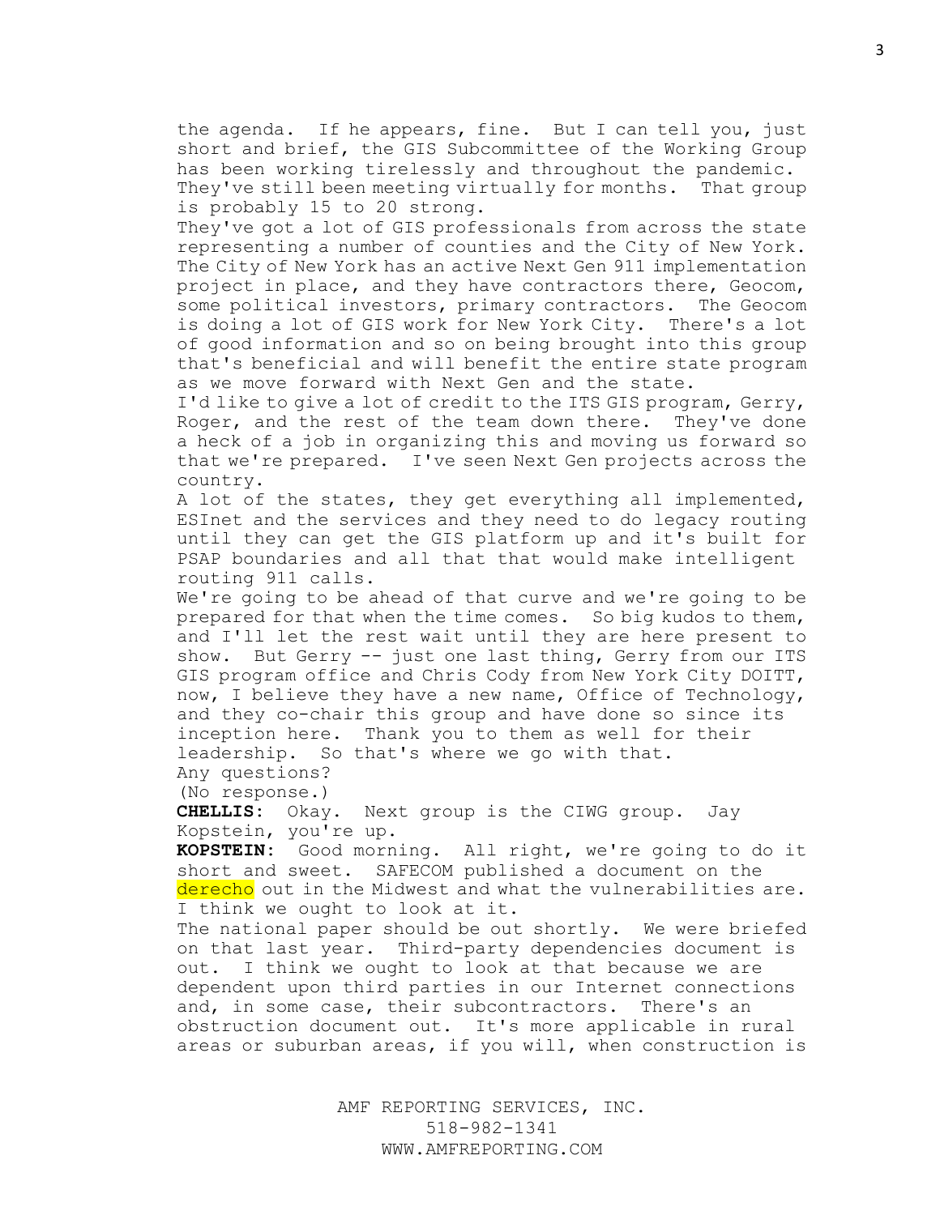the agenda. If he appears, fine. But I can tell you, just short and brief, the GIS Subcommittee of the Working Group has been working tirelessly and throughout the pandemic. They've still been meeting virtually for months. That group is probably 15 to 20 strong.

They've got a lot of GIS professionals from across the state representing a number of counties and the City of New York. The City of New York has an active Next Gen 911 implementation project in place, and they have contractors there, Geocom, some political investors, primary contractors. The Geocom is doing a lot of GIS work for New York City. There's a lot of good information and so on being brought into this group that's beneficial and will benefit the entire state program as we move forward with Next Gen and the state.

I'd like to give a lot of credit to the ITS GIS program, Gerry, Roger, and the rest of the team down there. They've done a heck of a job in organizing this and moving us forward so that we're prepared. I've seen Next Gen projects across the country.

A lot of the states, they get everything all implemented, ESInet and the services and they need to do legacy routing until they can get the GIS platform up and it's built for PSAP boundaries and all that that would make intelligent routing 911 calls.

We're going to be ahead of that curve and we're going to be prepared for that when the time comes. So big kudos to them, and I'll let the rest wait until they are here present to show. But Gerry -- just one last thing, Gerry from our ITS GIS program office and Chris Cody from New York City DOITT, now, I believe they have a new name, Office of Technology, and they co-chair this group and have done so since its inception here. Thank you to them as well for their leadership. So that's where we go with that.

Any questions?

(No response.)

**CHELLIS:** Okay. Next group is the CIWG group. Jay Kopstein, you're up.

**KOPSTEIN:** Good morning. All right, we're going to do it short and sweet. SAFECOM published a document on the derecho out in the Midwest and what the vulnerabilities are. I think we ought to look at it.

The national paper should be out shortly. We were briefed on that last year. Third-party dependencies document is out. I think we ought to look at that because we are dependent upon third parties in our Internet connections and, in some case, their subcontractors. There's an obstruction document out. It's more applicable in rural areas or suburban areas, if you will, when construction is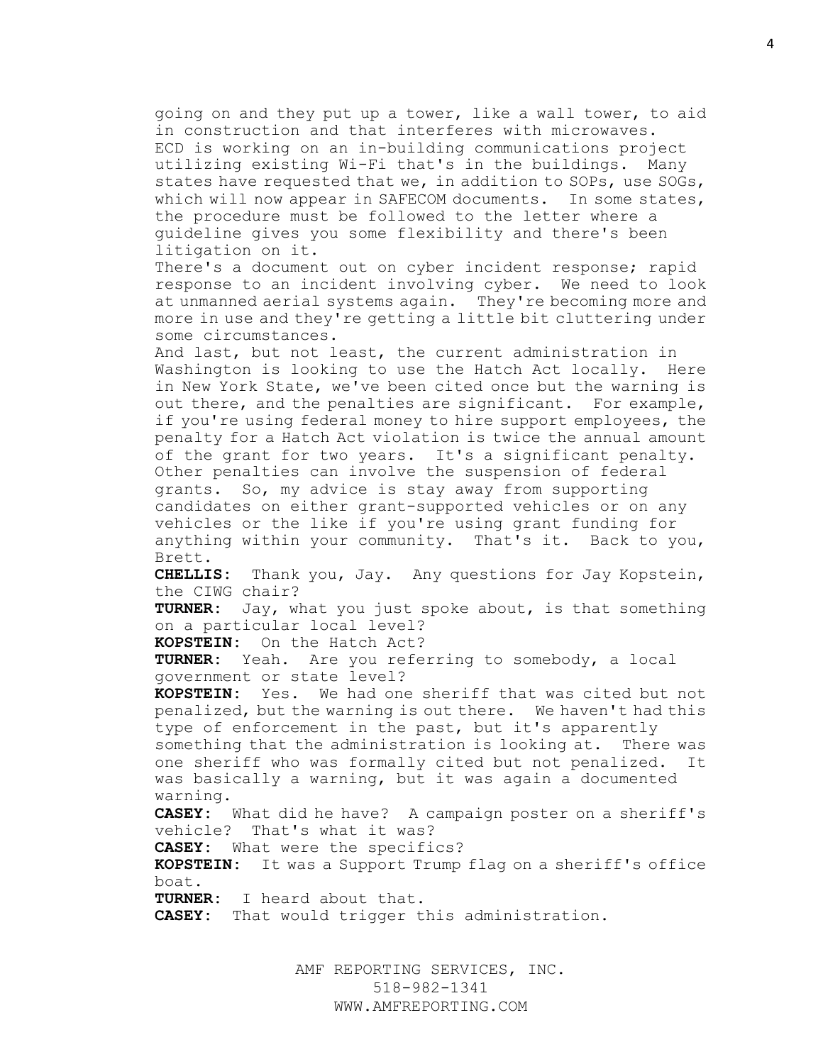going on and they put up a tower, like a wall tower, to aid in construction and that interferes with microwaves.

ECD is working on an in-building communications project utilizing existing Wi-Fi that's in the buildings. Many states have requested that we, in addition to SOPs, use SOGs, which will now appear in SAFECOM documents. In some states, the procedure must be followed to the letter where a guideline gives you some flexibility and there's been litigation on it.

There's a document out on cyber incident response; rapid response to an incident involving cyber. We need to look at unmanned aerial systems again. They're becoming more and more in use and they're getting a little bit cluttering under some circumstances.

And last, but not least, the current administration in Washington is looking to use the Hatch Act locally. Here in New York State, we've been cited once but the warning is out there, and the penalties are significant. For example, if you're using federal money to hire support employees, the penalty for a Hatch Act violation is twice the annual amount of the grant for two years. It's a significant penalty. Other penalties can involve the suspension of federal grants. So, my advice is stay away from supporting candidates on either grant-supported vehicles or on any vehicles or the like if you're using grant funding for anything within your community. That's it. Back to you, Brett.

**CHELLIS:** Thank you, Jay. Any questions for Jay Kopstein, the CIWG chair?

**TURNER:** Jay, what you just spoke about, is that something on a particular local level?

**KOPSTEIN:** On the Hatch Act?

**TURNER:** Yeah. Are you referring to somebody, a local government or state level?

**KOPSTEIN:** Yes. We had one sheriff that was cited but not penalized, but the warning is out there. We haven't had this type of enforcement in the past, but it's apparently something that the administration is looking at. There was one sheriff who was formally cited but not penalized. It was basically a warning, but it was again a documented warning.

**CASEY:** What did he have? A campaign poster on a sheriff's vehicle? That's what it was?

**CASEY:** What were the specifics?

**KOPSTEIN:** It was a Support Trump flag on a sheriff's office boat.

**TURNER:** I heard about that.

**CASEY:** That would trigger this administration.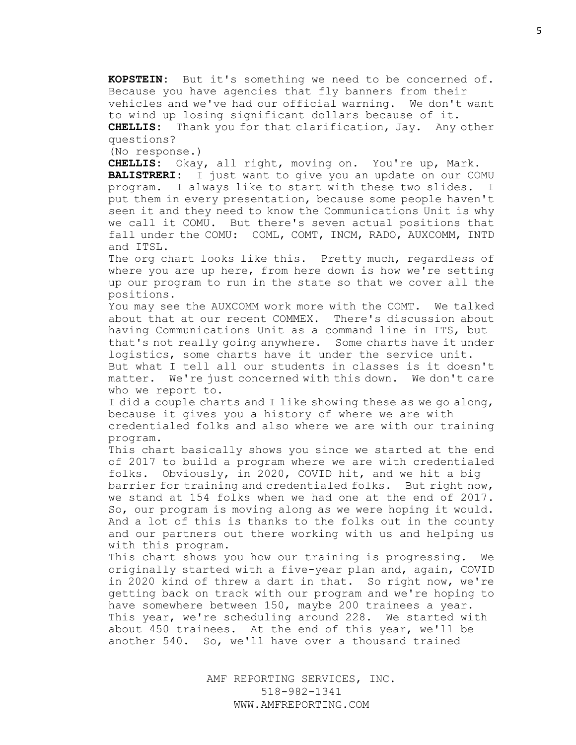**KOPSTEIN**: But it's something we need to be concerned of. Because you have agencies that fly banners from their vehicles and we've had our official warning. We don't want to wind up losing significant dollars because of it.

**CHELLIS**: Thank you for that clarification, Jay. Any other questions?

(No response.)

**CHELLIS**: Okay, all right, moving on. You're up, Mark.

**BALISTRERI**: I just want to give you an update on our COMU program. I always like to start with these two slides. I put them in every presentation, because some people haven't seen it and they need to know the Communications Unit is why we call it COMU. But there's seven actual positions that fall under the COMU: COML, COMT, INCM, RADO, AUXCOMM, INTD and ITSL.

The org chart looks like this. Pretty much, regardless of where you are up here, from here down is how we're setting up our program to run in the state so that we cover all the positions.

You may see the AUXCOMM work more with the COMT. We talked about that at our recent COMMEX. There's discussion about having Communications Unit as a command line in ITS, but that's not really going anywhere. Some charts have it under logistics, some charts have it under the service unit.

But what I tell all our students in classes is it doesn't matter. We're just concerned with this down. We don't care who we report to.

I did a couple charts and I like showing these as we go along, because it gives you a history of where we are with credentialed folks and also where we are with our training program.

This chart basically shows you since we started at the end of 2017 to build a program where we are with credentialed folks. Obviously, in 2020, COVID hit, and we hit a big barrier for training and credentialed folks. But right now, we stand at 154 folks when we had one at the end of 2017. So, our program is moving along as we were hoping it would. And a lot of this is thanks to the folks out in the county and our partners out there working with us and helping us with this program.

This chart shows you how our training is progressing. We originally started with a five-year plan and, again, COVID in 2020 kind of threw a dart in that. So right now, we're getting back on track with our program and we're hoping to have somewhere between 150, maybe 200 trainees a year. This year, we're scheduling around 228. We started with about 450 trainees. At the end of this year, we'll be another 540. So, we'll have over a thousand trained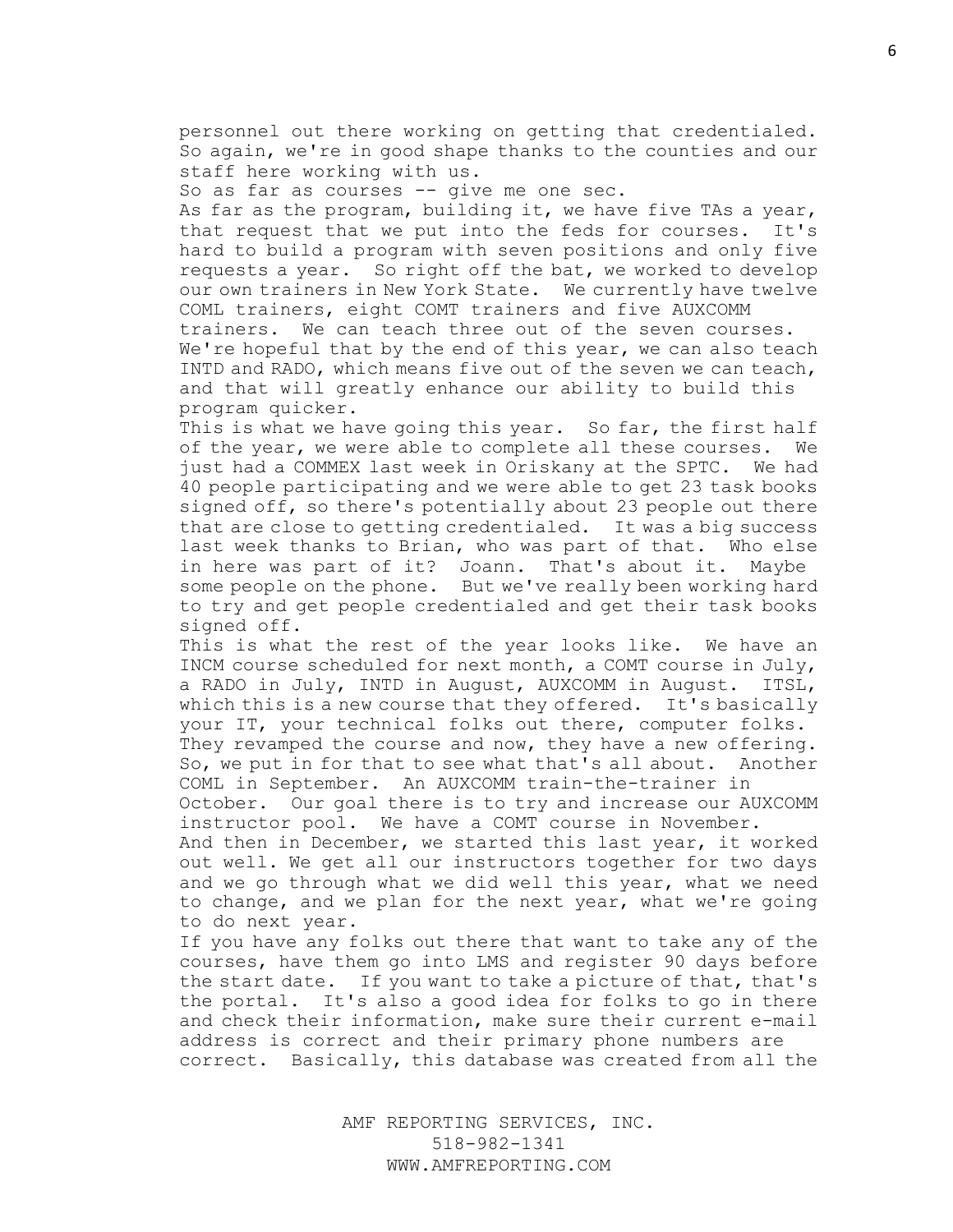personnel out there working on getting that credentialed. So again, we're in good shape thanks to the counties and our staff here working with us.

So as far as courses -- give me one sec.

As far as the program, building it, we have five TAs a year, that request that we put into the feds for courses. It's hard to build a program with seven positions and only five requests a year. So right off the bat, we worked to develop our own trainers in New York State. We currently have twelve COML trainers, eight COMT trainers and five AUXCOMM trainers. We can teach three out of the seven courses. We're hopeful that by the end of this year, we can also teach INTD and RADO, which means five out of the seven we can teach, and that will greatly enhance our ability to build this program quicker.

This is what we have going this year. So far, the first half of the year, we were able to complete all these courses. We just had a COMMEX last week in Oriskany at the SPTC. We had 40 people participating and we were able to get 23 task books signed off, so there's potentially about 23 people out there that are close to getting credentialed. It was a big success last week thanks to Brian, who was part of that. Who else in here was part of it? Joann. That's about it. Maybe some people on the phone. But we've really been working hard to try and get people credentialed and get their task books signed off.

This is what the rest of the year looks like. We have an INCM course scheduled for next month, a COMT course in July, a RADO in July, INTD in August, AUXCOMM in August. ITSL, which this is a new course that they offered. It's basically your IT, your technical folks out there, computer folks. They revamped the course and now, they have a new offering. So, we put in for that to see what that's all about. Another COML in September. An AUXCOMM train-the-trainer in October. Our goal there is to try and increase our AUXCOMM instructor pool. We have a COMT course in November.

And then in December, we started this last year, it worked out well. We get all our instructors together for two days and we go through what we did well this year, what we need to change, and we plan for the next year, what we're going to do next year.

If you have any folks out there that want to take any of the courses, have them go into LMS and register 90 days before the start date. If you want to take a picture of that, that's the portal. It's also a good idea for folks to go in there and check their information, make sure their current e-mail address is correct and their primary phone numbers are correct. Basically, this database was created from all the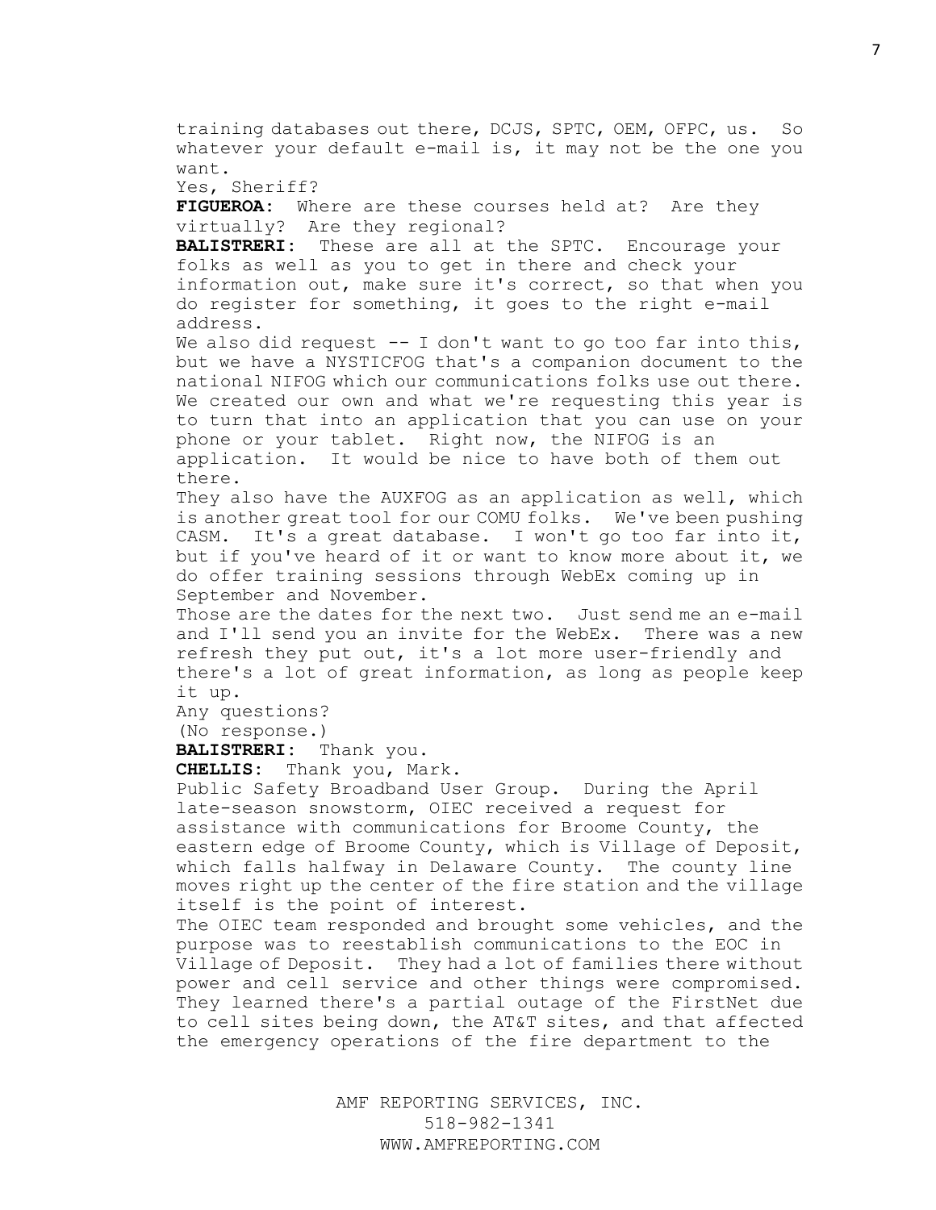training databases out there, DCJS, SPTC, OEM, OFPC, us. So whatever your default e-mail is, it may not be the one you want.

Yes, Sheriff?

**FIGUEROA:** Where are these courses held at? Are they virtually? Are they regional?

**BALISTRERI:** These are all at the SPTC. Encourage your folks as well as you to get in there and check your information out, make sure it's correct, so that when you do register for something, it goes to the right e-mail address.

We also did request -- I don't want to go too far into this, but we have a NYSTICFOG that's a companion document to the national NIFOG which our communications folks use out there. We created our own and what we're requesting this year is to turn that into an application that you can use on your phone or your tablet. Right now, the NIFOG is an application. It would be nice to have both of them out there.

They also have the AUXFOG as an application as well, which is another great tool for our COMU folks. We've been pushing CASM. It's a great database. I won't go too far into it, but if you've heard of it or want to know more about it, we do offer training sessions through WebEx coming up in September and November.

Those are the dates for the next two. Just send me an e-mail and I'll send you an invite for the WebEx. There was a new refresh they put out, it's a lot more user-friendly and there's a lot of great information, as long as people keep it up.

Any questions?

(No response.)

**BALISTRERI:** Thank you.

**CHELLIS:** Thank you, Mark.

Public Safety Broadband User Group. During the April late-season snowstorm, OIEC received a request for assistance with communications for Broome County, the eastern edge of Broome County, which is Village of Deposit, which falls halfway in Delaware County. The county line moves right up the center of the fire station and the village itself is the point of interest.

The OIEC team responded and brought some vehicles, and the purpose was to reestablish communications to the EOC in Village of Deposit. They had a lot of families there without power and cell service and other things were compromised. They learned there's a partial outage of the FirstNet due to cell sites being down, the AT&T sites, and that affected the emergency operations of the fire department to the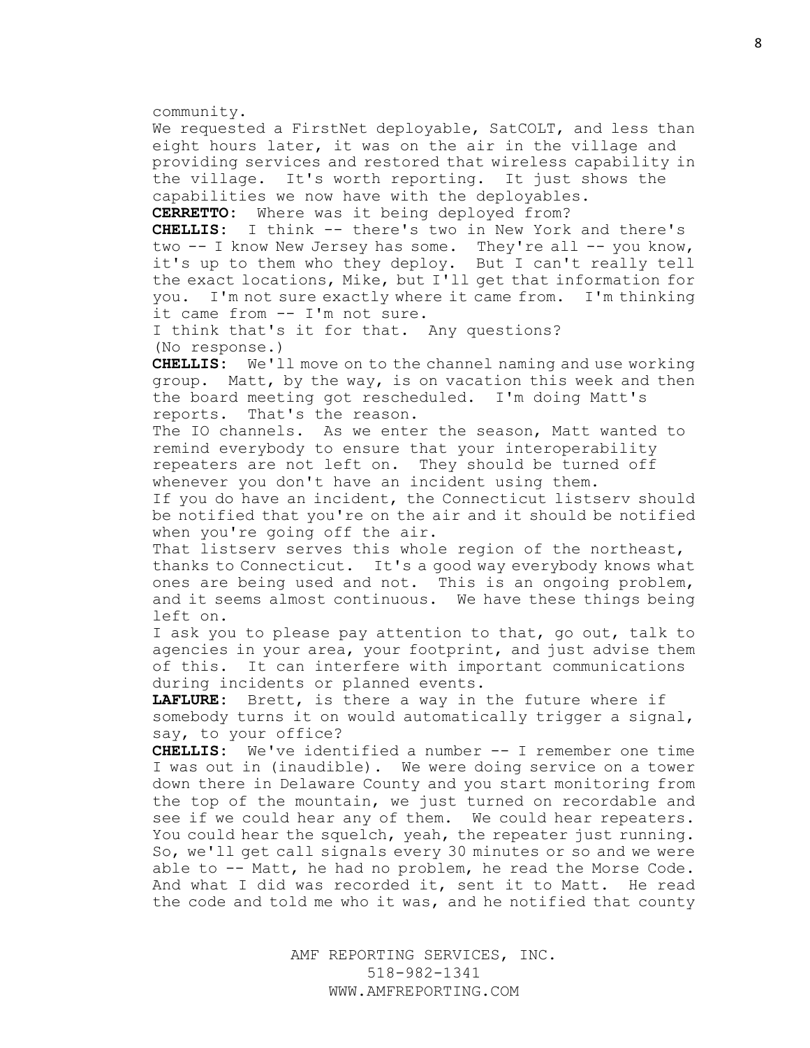community.

We requested a FirstNet deployable, SatCOLT, and less than eight hours later, it was on the air in the village and providing services and restored that wireless capability in the village. It's worth reporting. It just shows the capabilities we now have with the deployables.

**CERRETTO:** Where was it being deployed from?

**CHELLIS:** I think -- there's two in New York and there's two -- I know New Jersey has some. They're all -- you know, it's up to them who they deploy. But I can't really tell the exact locations, Mike, but I'll get that information for you. I'm not sure exactly where it came from. I'm thinking it came from -- I'm not sure.

I think that's it for that. Any questions?

(No response.)

**CHELLIS:** We'll move on to the channel naming and use working group. Matt, by the way, is on vacation this week and then the board meeting got rescheduled. I'm doing Matt's reports. That's the reason.

The IO channels. As we enter the season, Matt wanted to remind everybody to ensure that your interoperability repeaters are not left on. They should be turned off whenever you don't have an incident using them.

If you do have an incident, the Connecticut listserv should be notified that you're on the air and it should be notified when you're going off the air.

That listserv serves this whole region of the northeast, thanks to Connecticut. It's a good way everybody knows what ones are being used and not. This is an ongoing problem, and it seems almost continuous. We have these things being left on.

I ask you to please pay attention to that, go out, talk to agencies in your area, your footprint, and just advise them of this. It can interfere with important communications during incidents or planned events.

**LAFLURE:** Brett, is there a way in the future where if somebody turns it on would automatically trigger a signal, say, to your office?

**CHELLIS:** We've identified a number -- I remember one time I was out in (inaudible). We were doing service on a tower down there in Delaware County and you start monitoring from the top of the mountain, we just turned on recordable and see if we could hear any of them. We could hear repeaters. You could hear the squelch, yeah, the repeater just running. So, we'll get call signals every 30 minutes or so and we were able to -- Matt, he had no problem, he read the Morse Code. And what I did was recorded it, sent it to Matt. He read the code and told me who it was, and he notified that county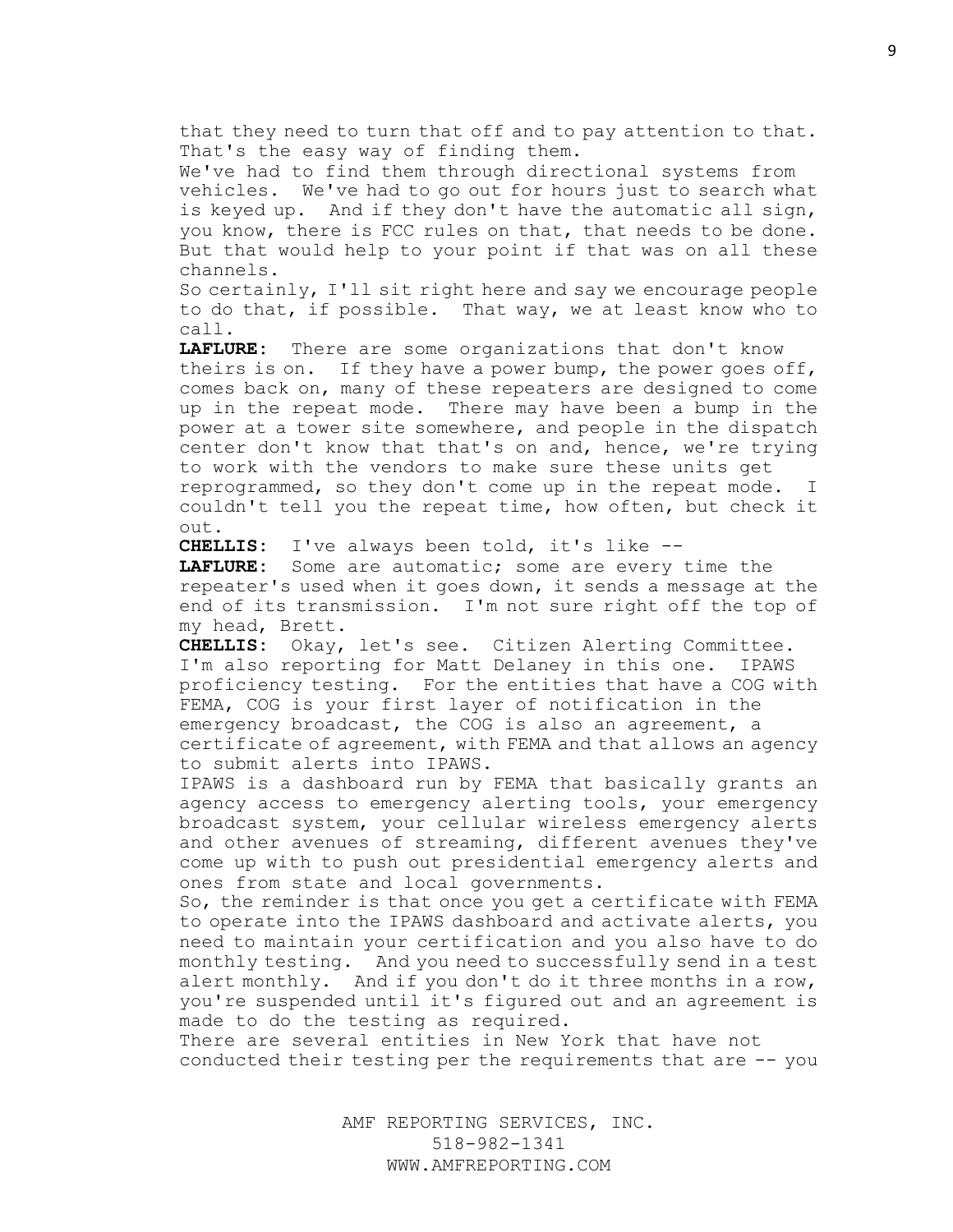that they need to turn that off and to pay attention to that. That's the easy way of finding them.

We've had to find them through directional systems from vehicles. We've had to go out for hours just to search what is keyed up. And if they don't have the automatic all sign, you know, there is FCC rules on that, that needs to be done. But that would help to your point if that was on all these channels.

So certainly, I'll sit right here and say we encourage people to do that, if possible. That way, we at least know who to call.

**LAFLURE:** There are some organizations that don't know theirs is on. If they have a power bump, the power goes off, comes back on, many of these repeaters are designed to come up in the repeat mode. There may have been a bump in the power at a tower site somewhere, and people in the dispatch center don't know that that's on and, hence, we're trying to work with the vendors to make sure these units get reprogrammed, so they don't come up in the repeat mode. I couldn't tell you the repeat time, how often, but check it out.

**CHELLIS:** I've always been told, it's like --

**LAFLURE:** Some are automatic; some are every time the repeater's used when it goes down, it sends a message at the end of its transmission. I'm not sure right off the top of my head, Brett.

**CHELLIS:** Okay, let's see. Citizen Alerting Committee. I'm also reporting for Matt Delaney in this one. IPAWS proficiency testing. For the entities that have a COG with FEMA, COG is your first layer of notification in the emergency broadcast, the COG is also an agreement, a certificate of agreement, with FEMA and that allows an agency to submit alerts into IPAWS.

IPAWS is a dashboard run by FEMA that basically grants an agency access to emergency alerting tools, your emergency broadcast system, your cellular wireless emergency alerts and other avenues of streaming, different avenues they've come up with to push out presidential emergency alerts and ones from state and local governments.

So, the reminder is that once you get a certificate with FEMA to operate into the IPAWS dashboard and activate alerts, you need to maintain your certification and you also have to do monthly testing. And you need to successfully send in a test alert monthly. And if you don't do it three months in a row, you're suspended until it's figured out and an agreement is made to do the testing as required.

There are several entities in New York that have not conducted their testing per the requirements that are -- you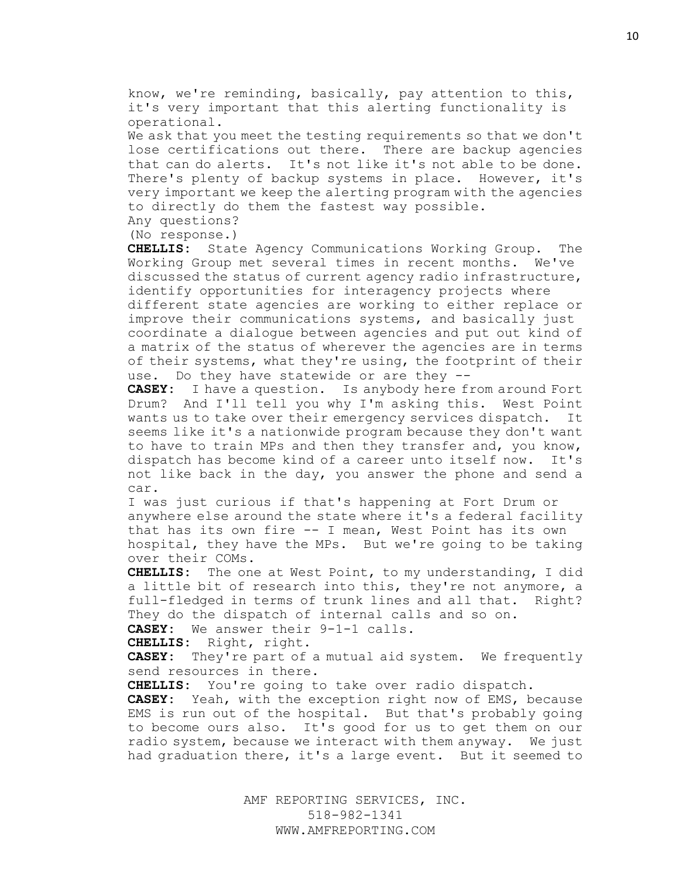know, we're reminding, basically, pay attention to this, it's very important that this alerting functionality is operational.

We ask that you meet the testing requirements so that we don't lose certifications out there. There are backup agencies that can do alerts. It's not like it's not able to be done. There's plenty of backup systems in place. However, it's very important we keep the alerting program with the agencies to directly do them the fastest way possible.

Any questions?

(No response.)

**CHELLIS:** State Agency Communications Working Group. The Working Group met several times in recent months. We've discussed the status of current agency radio infrastructure, identify opportunities for interagency projects where different state agencies are working to either replace or improve their communications systems, and basically just coordinate a dialogue between agencies and put out kind of a matrix of the status of wherever the agencies are in terms of their systems, what they're using, the footprint of their use. Do they have statewide or are they --

**CASEY:** I have a question. Is anybody here from around Fort Drum? And I'll tell you why I'm asking this. West Point wants us to take over their emergency services dispatch. It seems like it's a nationwide program because they don't want to have to train MPs and then they transfer and, you know, dispatch has become kind of a career unto itself now. It's not like back in the day, you answer the phone and send a car.

I was just curious if that's happening at Fort Drum or anywhere else around the state where it's a federal facility that has its own fire -- I mean, West Point has its own hospital, they have the MPs. But we're going to be taking over their COMs.

**CHELLIS:** The one at West Point, to my understanding, I did a little bit of research into this, they're not anymore, a full-fledged in terms of trunk lines and all that. Right? They do the dispatch of internal calls and so on.

**CASEY:** We answer their 9-1-1 calls.

**CHELLIS:** Right, right.

**CASEY:** They're part of a mutual aid system. We frequently send resources in there.

**CHELLIS:** You're going to take over radio dispatch.

**CASEY:** Yeah, with the exception right now of EMS, because EMS is run out of the hospital. But that's probably going to become ours also. It's good for us to get them on our radio system, because we interact with them anyway. We just had graduation there, it's a large event. But it seemed to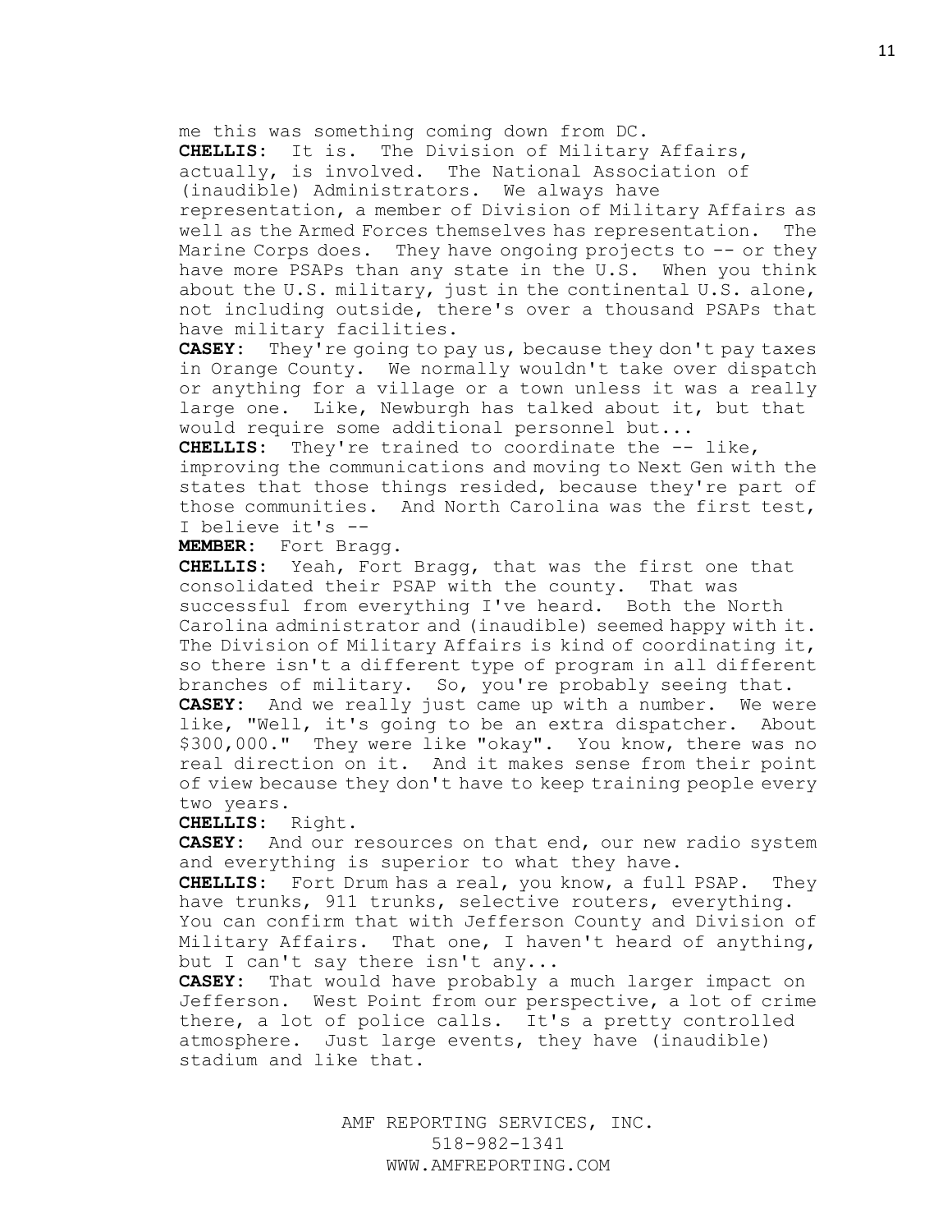me this was something coming down from DC.

**CHELLIS**: It is. The Division of Military Affairs, actually, is involved. The National Association of (inaudible) Administrators. We always have representation, a member of Division of Military Affairs as well as the Armed Forces themselves has representation. The Marine Corps does. They have ongoing projects to -- or they have more PSAPs than any state in the U.S. When you think about the U.S. military, just in the continental U.S. alone, not including outside, there's over a thousand PSAPs that have military facilities.

**CASEY**: They're going to pay us, because they don't pay taxes in Orange County. We normally wouldn't take over dispatch or anything for a village or a town unless it was a really large one. Like, Newburgh has talked about it, but that would require some additional personnel but...

**CHELLIS**: They're trained to coordinate the -- like, improving the communications and moving to Next Gen with the states that those things resided, because they're part of those communities. And North Carolina was the first test, I believe it's --

**MEMBER**: Fort Bragg.

**CHELLIS**: Yeah, Fort Bragg, that was the first one that consolidated their PSAP with the county. That was successful from everything I've heard. Both the North Carolina administrator and (inaudible) seemed happy with it. The Division of Military Affairs is kind of coordinating it, so there isn't a different type of program in all different branches of military. So, you're probably seeing that.

**CASEY**: And we really just came up with a number. We were like, "Well, it's going to be an extra dispatcher. About $300,000." They were like "okay". You know, there was no real direction on it. And it makes sense from their point of view because they don't have to keep training people every two years.

**CHELLIS**: Right.

**CASEY**: And our resources on that end, our new radio system and everything is superior to what they have.

**CHELLIS**: Fort Drum has a real, you know, a full PSAP. They have trunks, 911 trunks, selective routers, everything. You can confirm that with Jefferson County and Division of Military Affairs. That one, I haven't heard of anything, but I can't say there isn't any...

**CASEY**: That would have probably a much larger impact on Jefferson. West Point from our perspective, a lot of crime there, a lot of police calls. It's a pretty controlled atmosphere. Just large events, they have (inaudible) stadium and like that.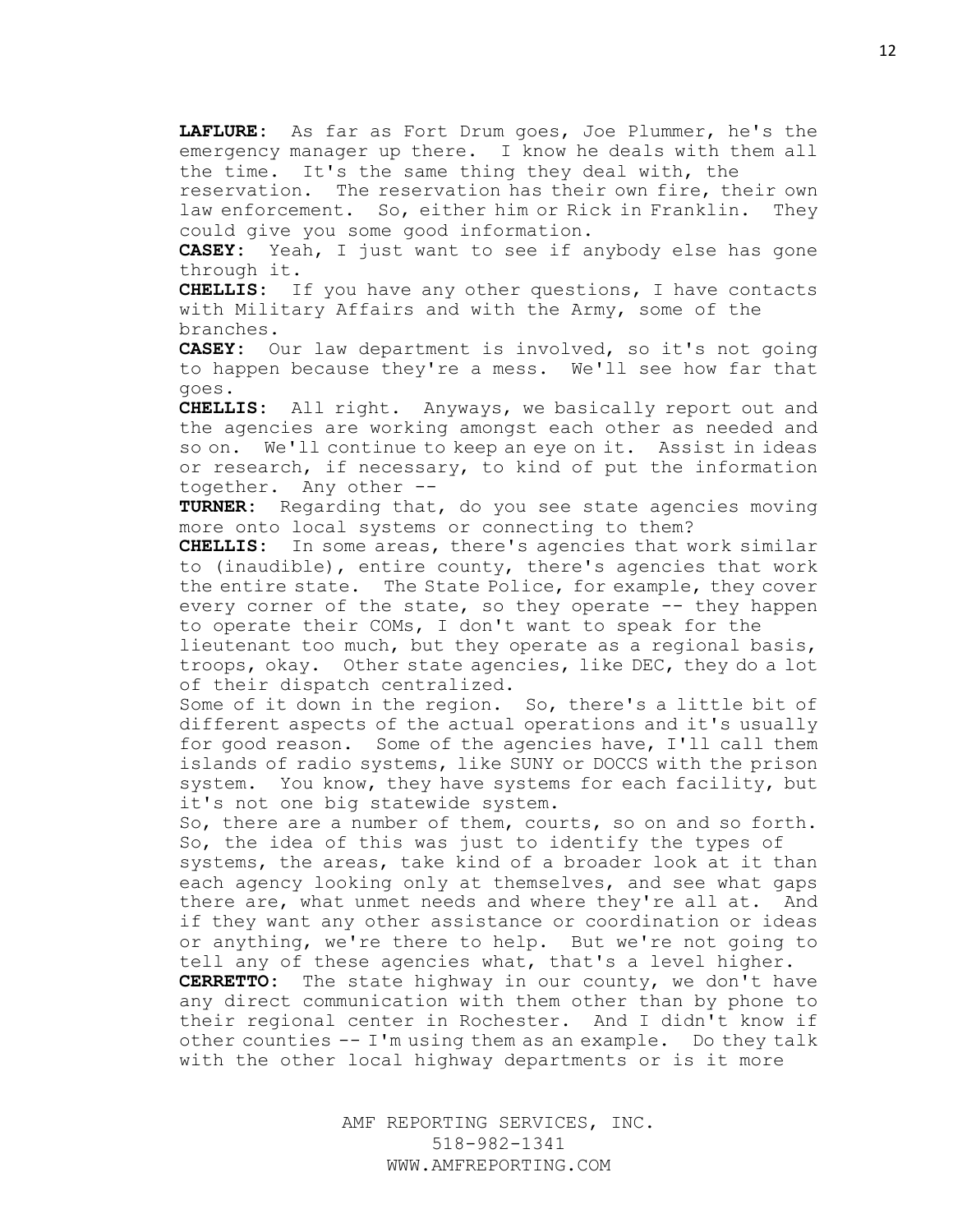**LAFLURE**: As far as Fort Drum goes, Joe Plummer, he's the emergency manager up there. I know he deals with them all the time. It's the same thing they deal with, the reservation. The reservation has their own fire, their own law enforcement. So, either him or Rick in Franklin. They could give you some good information.

**CASEY**: Yeah, I just want to see if anybody else has gone through it.

**CHELLIS**: If you have any other questions, I have contacts with Military Affairs and with the Army, some of the branches.

**CASEY**: Our law department is involved, so it's not going to happen because they're a mess. We'll see how far that goes.

**CHELLIS**: All right. Anyways, we basically report out and the agencies are working amongst each other as needed and so on. We'll continue to keep an eye on it. Assist in ideas or research, if necessary, to kind of put the information together. Any other --

**TURNER**: Regarding that, do you see state agencies moving more onto local systems or connecting to them?

**CHELLIS**: In some areas, there's agencies that work similar to (inaudible), entire county, there's agencies that work the entire state. The State Police, for example, they cover every corner of the state, so they operate -- they happen to operate their COMs, I don't want to speak for the lieutenant too much, but they operate as a regional basis, troops, okay. Other state agencies, like DEC, they do a lot of their dispatch centralized.

Some of it down in the region. So, there's a little bit of different aspects of the actual operations and it's usually for good reason. Some of the agencies have, I'll call them islands of radio systems, like SUNY or DOCCS with the prison system. You know, they have systems for each facility, but it's not one big statewide system.

So, there are a number of them, courts, so on and so forth. So, the idea of this was just to identify the types of systems, the areas, take kind of a broader look at it than each agency looking only at themselves, and see what gaps there are, what unmet needs and where they're all at. And if they want any other assistance or coordination or ideas or anything, we're there to help. But we're not going to tell any of these agencies what, that's a level higher.

**CERRETTO**: The state highway in our county, we don't have any direct communication with them other than by phone to their regional center in Rochester. And I didn't know if other counties -- I'm using them as an example. Do they talk with the other local highway departments or is it more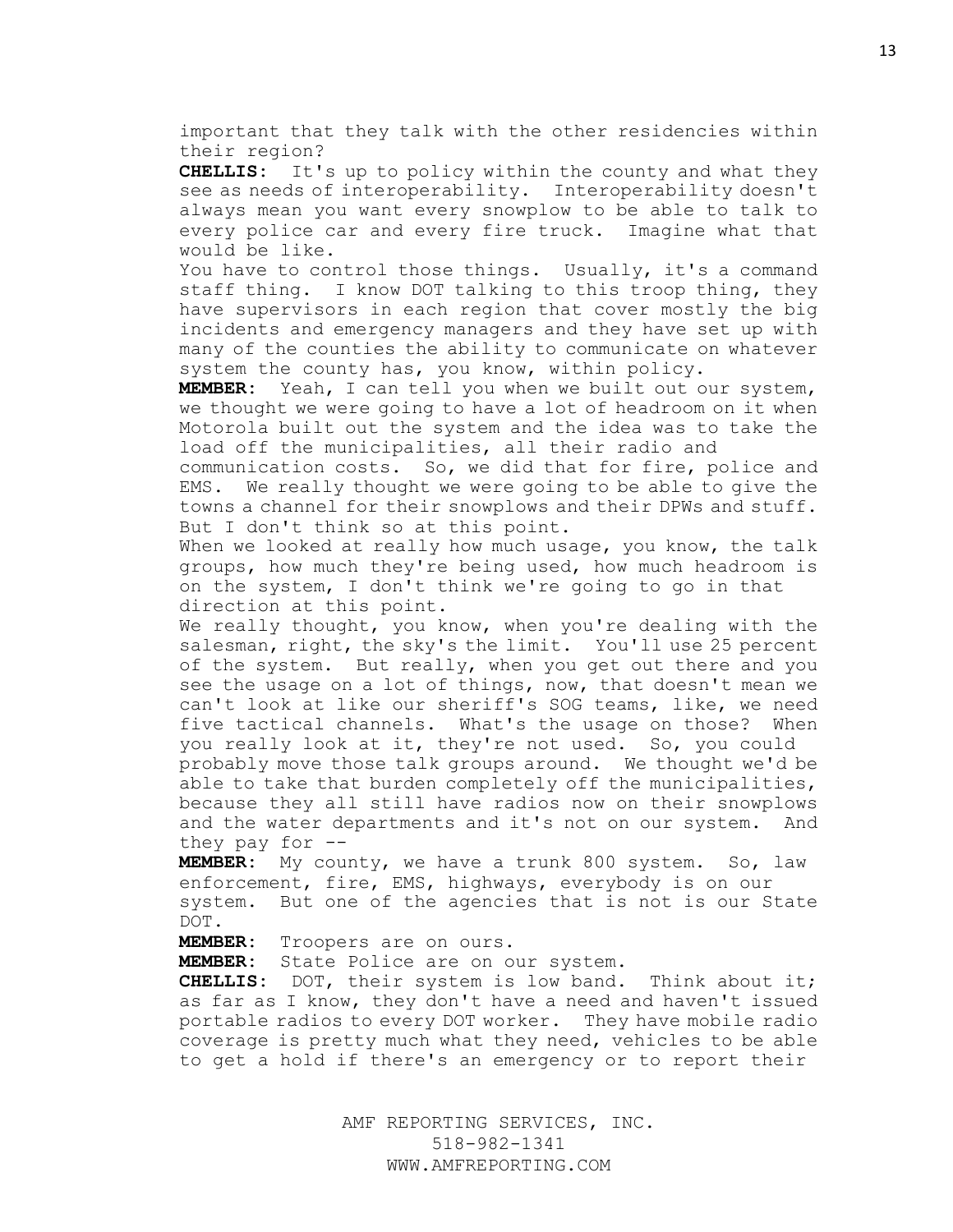important that they talk with the other residencies within their region?

**CHELLIS:** It's up to policy within the county and what they see as needs of interoperability. Interoperability doesn't always mean you want every snowplow to be able to talk to every police car and every fire truck. Imagine what that would be like.

You have to control those things. Usually, it's a command staff thing. I know DOT talking to this troop thing, they have supervisors in each region that cover mostly the big incidents and emergency managers and they have set up with many of the counties the ability to communicate on whatever system the county has, you know, within policy.

**MEMBER:** Yeah, I can tell you when we built out our system, we thought we were going to have a lot of headroom on it when Motorola built out the system and the idea was to take the load off the municipalities, all their radio and communication costs. So, we did that for fire, police and EMS. We really thought we were going to be able to give the towns a channel for their snowplows and their DPWs and stuff. But I don't think so at this point.

When we looked at really how much usage, you know, the talk groups, how much they're being used, how much headroom is on the system, I don't think we're going to go in that direction at this point.

We really thought, you know, when you're dealing with the salesman, right, the sky's the limit. You'll use 25 percent of the system. But really, when you get out there and you see the usage on a lot of things, now, that doesn't mean we can't look at like our sheriff's SOG teams, like, we need five tactical channels. What's the usage on those? When you really look at it, they're not used. So, you could probably move those talk groups around. We thought we'd be able to take that burden completely off the municipalities, because they all still have radios now on their snowplows and the water departments and it's not on our system. And they pay for --

**MEMBER:** My county, we have a trunk 800 system. So, law enforcement, fire, EMS, highways, everybody is on our system. But one of the agencies that is not is our State DOT.

**MEMBER:** Troopers are on ours.

**MEMBER:** State Police are on our system.

**CHELLIS:** DOT, their system is low band. Think about it; as far as I know, they don't have a need and haven't issued portable radios to every DOT worker. They have mobile radio coverage is pretty much what they need, vehicles to be able to get a hold if there's an emergency or to report their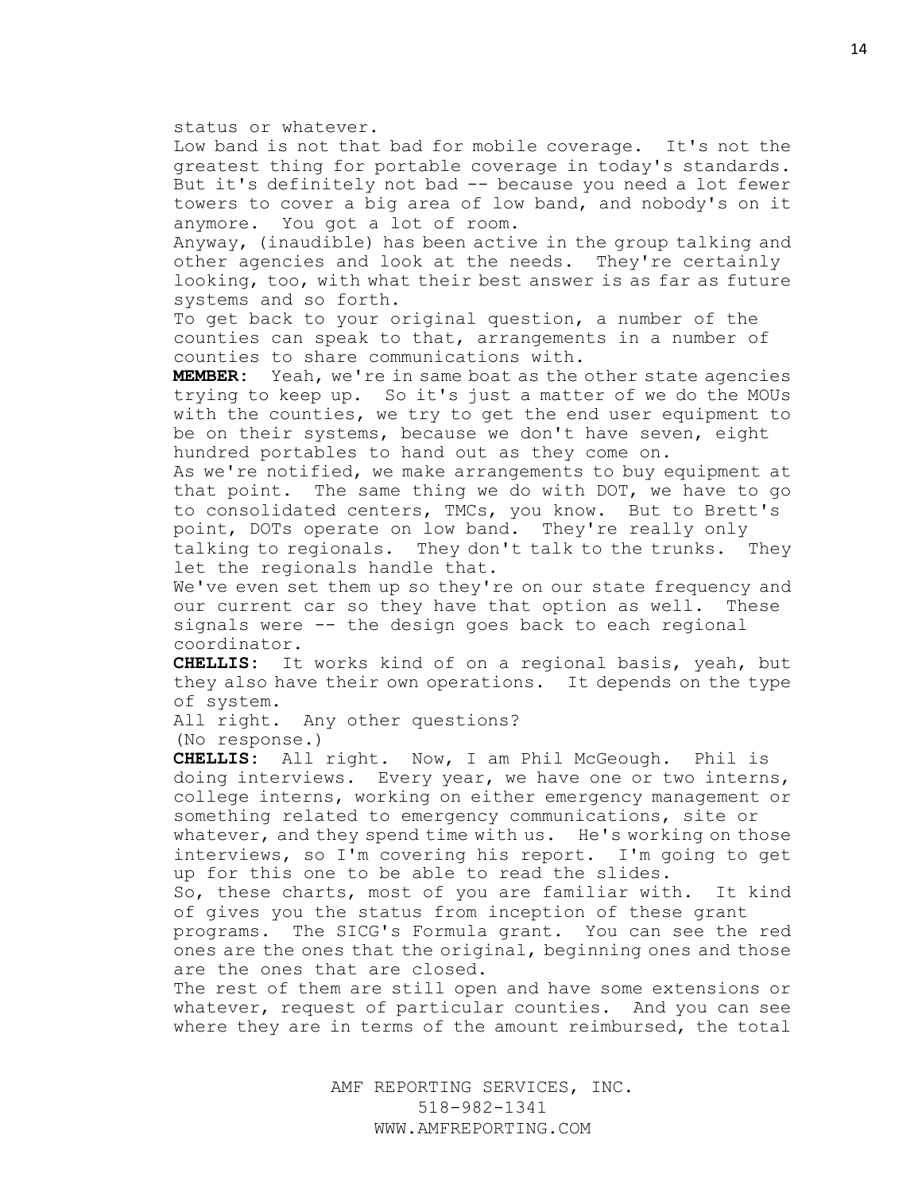status or whatever.

Low band is not that bad for mobile coverage. It's not the greatest thing for portable coverage in today's standards. But it's definitely not bad -- because you need a lot fewer towers to cover a big area of low band, and nobody's on it anymore. You got a lot of room.

Anyway, (inaudible) has been active in the group talking and other agencies and look at the needs. They're certainly looking, too, with what their best answer is as far as future systems and so forth.

To get back to your original question, a number of the counties can speak to that, arrangements in a number of counties to share communications with.

**MEMBER:** Yeah, we're in same boat as the other state agencies trying to keep up. So it's just a matter of we do the MOUs with the counties, we try to get the end user equipment to be on their systems, because we don't have seven, eight hundred portables to hand out as they come on.

As we're notified, we make arrangements to buy equipment at that point. The same thing we do with DOT, we have to go to consolidated centers, TMCs, you know. But to Brett's point, DOTs operate on low band. They're really only talking to regionals. They don't talk to the trunks. They let the regionals handle that.

We've even set them up so they're on our state frequency and our current car so they have that option as well. These signals were -- the design goes back to each regional coordinator.

**CHELLIS:** It works kind of on a regional basis, yeah, but they also have their own operations. It depends on the type of system.

All right. Any other questions?

(No response.)

**CHELLIS:** All right. Now, I am Phil McGeough. Phil is doing interviews. Every year, we have one or two interns, college interns, working on either emergency management or something related to emergency communications, site or whatever, and they spend time with us. He's working on those interviews, so I'm covering his report. I'm going to get up for this one to be able to read the slides.

So, these charts, most of you are familiar with. It kind of gives you the status from inception of these grant programs. The SICG's Formula grant. You can see the red ones are the ones that the original, beginning ones and those are the ones that are closed.

The rest of them are still open and have some extensions or whatever, request of particular counties. And you can see where they are in terms of the amount reimbursed, the total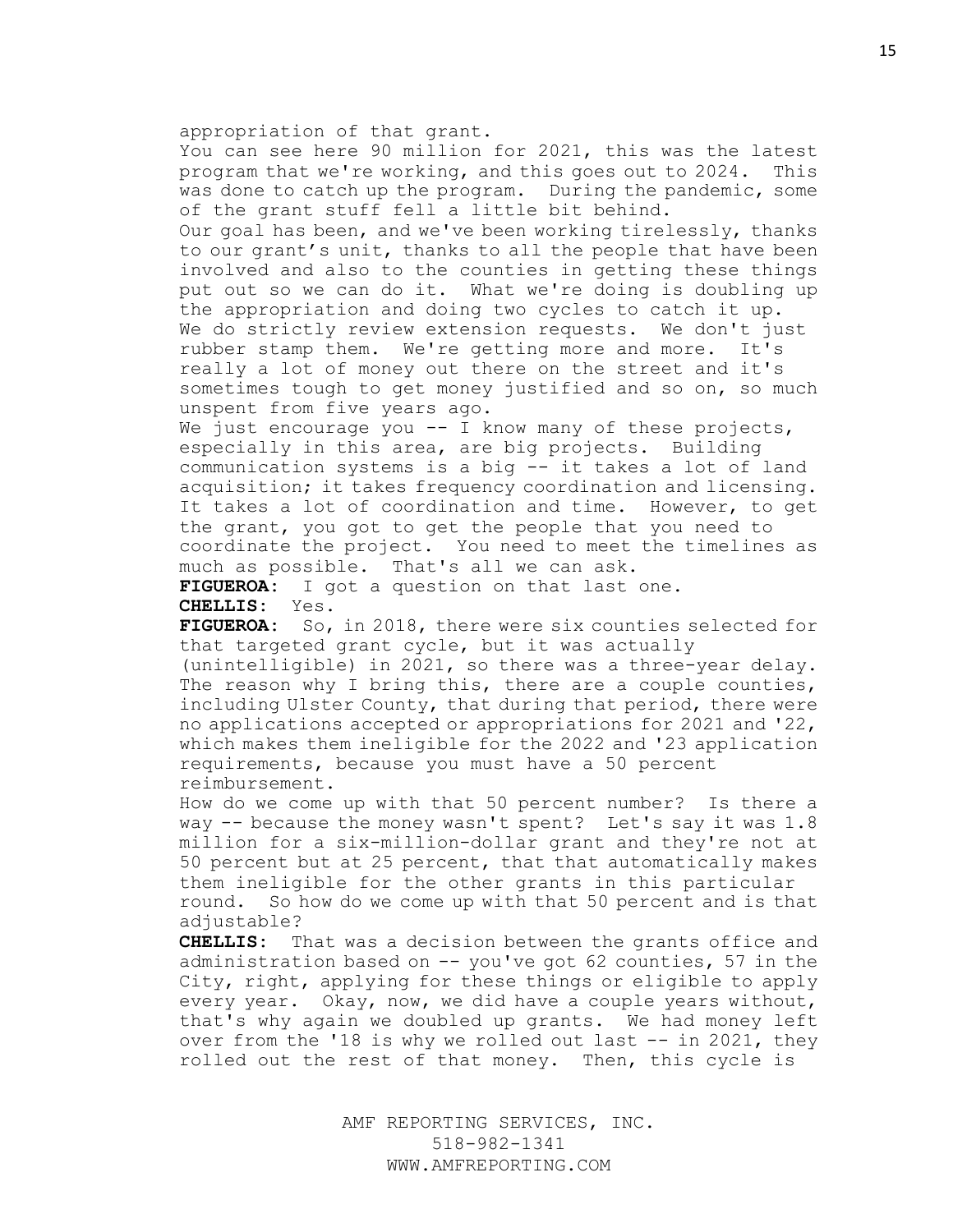appropriation of that grant.

You can see here 90 million for 2021, this was the latest program that we're working, and this goes out to 2024. This was done to catch up the program. During the pandemic, some of the grant stuff fell a little bit behind.

Our goal has been, and we've been working tirelessly, thanks to our grant's unit, thanks to all the people that have been involved and also to the counties in getting these things put out so we can do it. What we're doing is doubling up the appropriation and doing two cycles to catch it up.

We do strictly review extension requests. We don't just rubber stamp them. We're getting more and more. It's really a lot of money out there on the street and it's sometimes tough to get money justified and so on, so much unspent from five years ago.

We just encourage you -- I know many of these projects, especially in this area, are big projects. Building communication systems is a big -- it takes a lot of land acquisition; it takes frequency coordination and licensing. It takes a lot of coordination and time. However, to get the grant, you got to get the people that you need to coordinate the project. You need to meet the timelines as much as possible. That's all we can ask.

**FIGUEROA:** I got a question on that last one.

**CHELLIS:** Yes.

**FIGUEROA:** So, in 2018, there were six counties selected for that targeted grant cycle, but it was actually (unintelligible) in 2021, so there was a three-year delay. The reason why I bring this, there are a couple counties, including Ulster County, that during that period, there were no applications accepted or appropriations for 2021 and '22, which makes them ineligible for the 2022 and '23 application requirements, because you must have a 50 percent reimbursement.

How do we come up with that 50 percent number? Is there a way -- because the money wasn't spent? Let's say it was 1.8 million for a six-million-dollar grant and they're not at 50 percent but at 25 percent, that that automatically makes them ineligible for the other grants in this particular round. So how do we come up with that 50 percent and is that adjustable?

**CHELLIS:** That was a decision between the grants office and administration based on -- you've got 62 counties, 57 in the City, right, applying for these things or eligible to apply every year. Okay, now, we did have a couple years without, that's why again we doubled up grants. We had money left over from the '18 is why we rolled out last -- in 2021, they rolled out the rest of that money. Then, this cycle is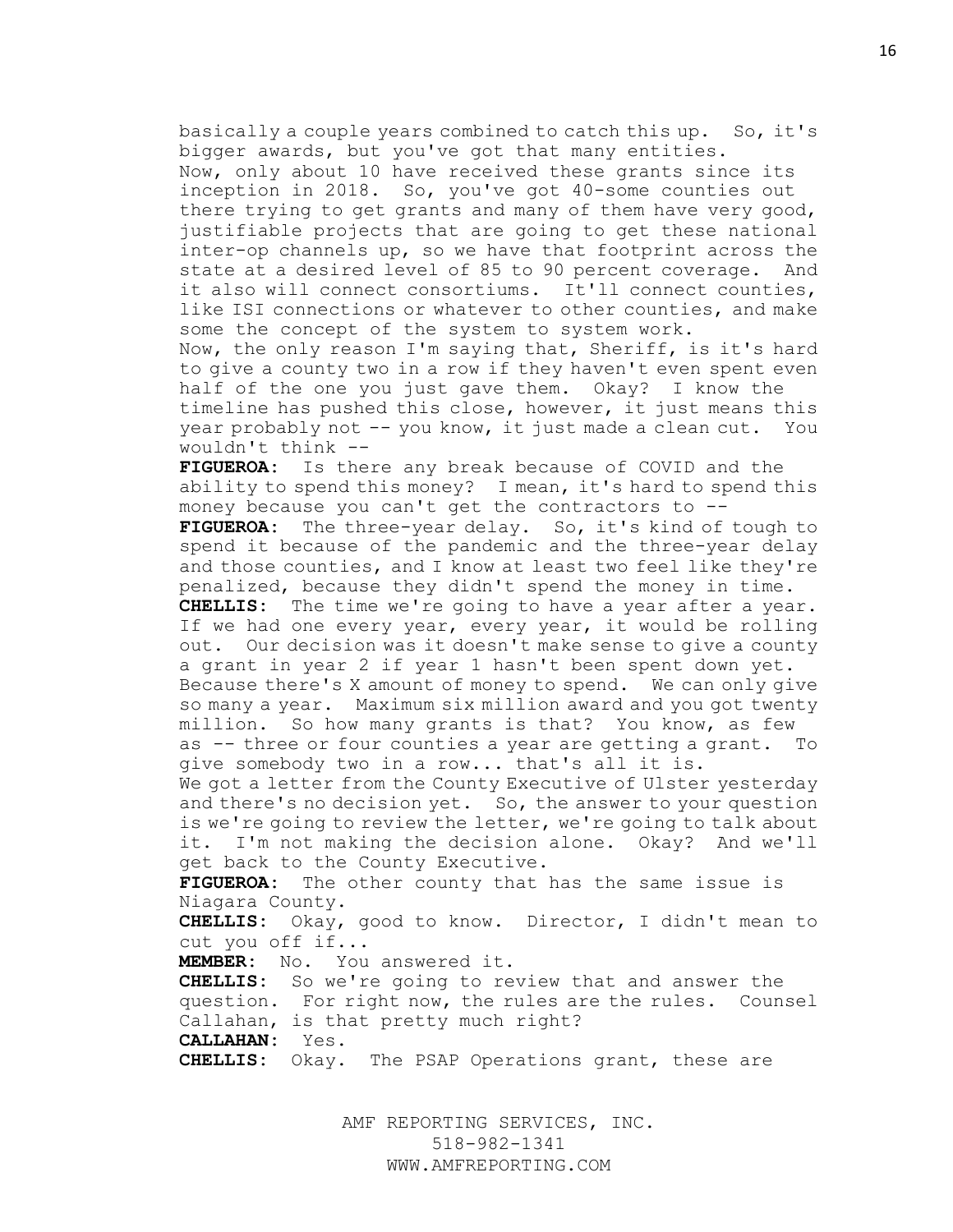basically a couple years combined to catch this up. So, it's bigger awards, but you've got that many entities.

Now, only about 10 have received these grants since its inception in 2018. So, you've got 40-some counties out there trying to get grants and many of them have very good, justifiable projects that are going to get these national inter-op channels up, so we have that footprint across the state at a desired level of 85 to 90 percent coverage. And it also will connect consortiums. It'll connect counties, like ISI connections or whatever to other counties, and make some the concept of the system to system work.

Now, the only reason I'm saying that, Sheriff, is it's hard to give a county two in a row if they haven't even spent even half of the one you just gave them. Okay? I know the timeline has pushed this close, however, it just means this year probably not -- you know, it just made a clean cut. You wouldn't think --

**FIGUEROA:** Is there any break because of COVID and the ability to spend this money? I mean, it's hard to spend this money because you can't get the contractors to --

**FIGUEROA:** The three-year delay. So, it's kind of tough to spend it because of the pandemic and the three-year delay and those counties, and I know at least two feel like they're penalized, because they didn't spend the money in time.

**CHELLIS:** The time we're going to have a year after a year. If we had one every year, every year, it would be rolling out. Our decision was it doesn't make sense to give a county a grant in year 2 if year 1 hasn't been spent down yet. Because there's X amount of money to spend. We can only give so many a year. Maximum six million award and you got twenty million. So how many grants is that? You know, as few as -- three or four counties a year are getting a grant. To give somebody two in a row... that's all it is.

We got a letter from the County Executive of Ulster yesterday and there's no decision yet. So, the answer to your question is we're going to review the letter, we're going to talk about it. I'm not making the decision alone. Okay? And we'll get back to the County Executive.

**FIGUEROA:** The other county that has the same issue is Niagara County.

**CHELLIS:** Okay, good to know. Director, I didn't mean to cut you off if...

**MEMBER:** No. You answered it.

**CHELLIS:** So we're going to review that and answer the question. For right now, the rules are the rules. Counsel Callahan, is that pretty much right?

**CALLAHAN:** Yes.

**CHELLIS:** Okay. The PSAP Operations grant, these are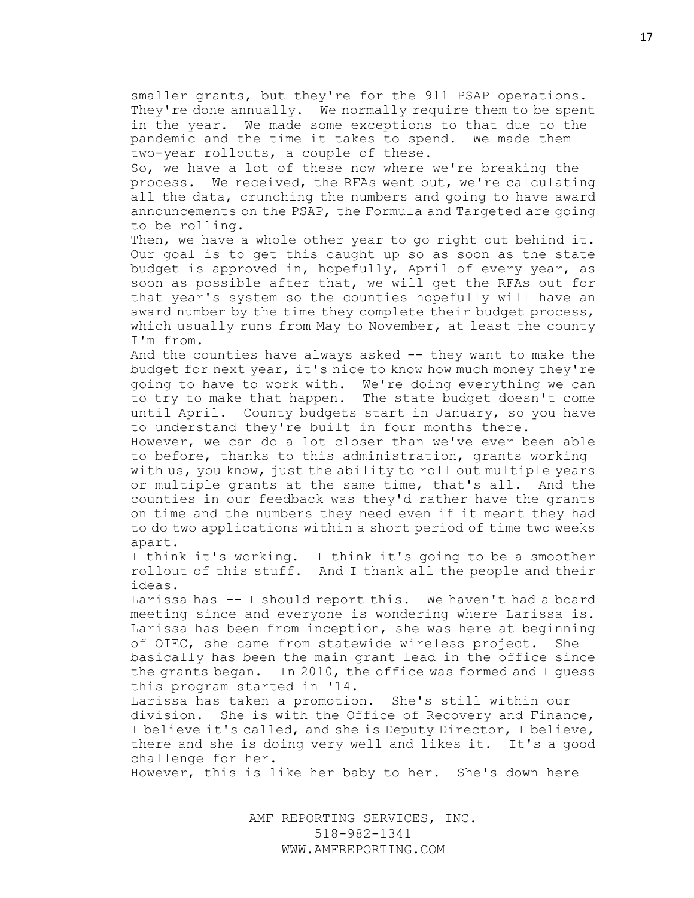smaller grants, but they're for the 911 PSAP operations. They're done annually. We normally require them to be spent in the year. We made some exceptions to that due to the pandemic and the time it takes to spend. We made them two-year rollouts, a couple of these.

So, we have a lot of these now where we're breaking the process. We received, the RFAs went out, we're calculating all the data, crunching the numbers and going to have award announcements on the PSAP, the Formula and Targeted are going to be rolling.

Then, we have a whole other year to go right out behind it. Our goal is to get this caught up so as soon as the state budget is approved in, hopefully, April of every year, as soon as possible after that, we will get the RFAs out for that year's system so the counties hopefully will have an award number by the time they complete their budget process, which usually runs from May to November, at least the county I'm from.

And the counties have always asked -- they want to make the budget for next year, it's nice to know how much money they're going to have to work with. We're doing everything we can to try to make that happen. The state budget doesn't come until April. County budgets start in January, so you have to understand they're built in four months there.

However, we can do a lot closer than we've ever been able to before, thanks to this administration, grants working with us, you know, just the ability to roll out multiple years or multiple grants at the same time, that's all. And the counties in our feedback was they'd rather have the grants on time and the numbers they need even if it meant they had to do two applications within a short period of time two weeks apart.

I think it's working. I think it's going to be a smoother rollout of this stuff. And I thank all the people and their ideas.

Larissa has -- I should report this. We haven't had a board meeting since and everyone is wondering where Larissa is. Larissa has been from inception, she was here at beginning of OIEC, she came from statewide wireless project. She basically has been the main grant lead in the office since the grants began. In 2010, the office was formed and I guess this program started in '14.

Larissa has taken a promotion. She's still within our division. She is with the Office of Recovery and Finance, I believe it's called, and she is Deputy Director, I believe, there and she is doing very well and likes it. It's a good challenge for her.

However, this is like her baby to her. She's down here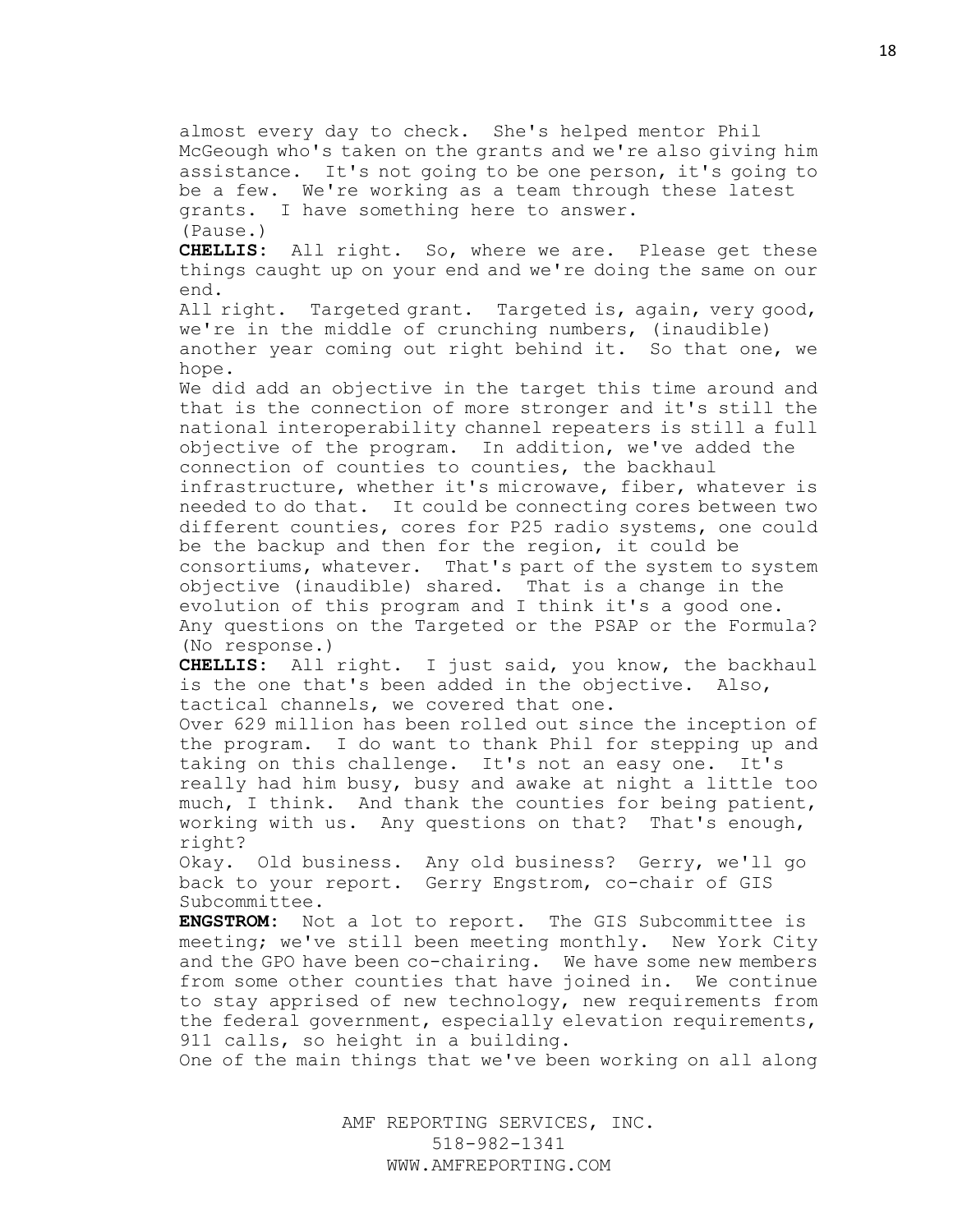almost every day to check. She's helped mentor Phil McGeough who's taken on the grants and we're also giving him assistance. It's not going to be one person, it's going to be a few. We're working as a team through these latest grants. I have something here to answer.
(Pause.)

**CHELLIS**: All right. So, where we are. Please get these things caught up on your end and we're doing the same on our end.

All right. Targeted grant. Targeted is, again, very good, we're in the middle of crunching numbers, (inaudible) another year coming out right behind it. So that one, we hope.

We did add an objective in the target this time around and that is the connection of more stronger and it's still the national interoperability channel repeaters is still a full objective of the program. In addition, we've added the connection of counties to counties, the backhaul infrastructure, whether it's microwave, fiber, whatever is needed to do that. It could be connecting cores between two different counties, cores for P25 radio systems, one could be the backup and then for the region, it could be consortiums, whatever. That's part of the system to system objective (inaudible) shared. That is a change in the evolution of this program and I think it's a good one. Any questions on the Targeted or the PSAP or the Formula?
(No response.)

**CHELLIS**: All right. I just said, you know, the backhaul is the one that's been added in the objective. Also, tactical channels, we covered that one.

Over 629 million has been rolled out since the inception of the program. I do want to thank Phil for stepping up and taking on this challenge. It's not an easy one. It's really had him busy, busy and awake at night a little too much, I think. And thank the counties for being patient, working with us. Any questions on that? That's enough, right?

Okay. Old business. Any old business? Gerry, we'll go back to your report. Gerry Engstrom, co-chair of GIS Subcommittee.

**ENGSTROM**: Not a lot to report. The GIS Subcommittee is meeting; we've still been meeting monthly. New York City and the GPO have been co-chairing. We have some new members from some other counties that have joined in. We continue to stay apprised of new technology, new requirements from the federal government, especially elevation requirements, 911 calls, so height in a building.

One of the main things that we've been working on all along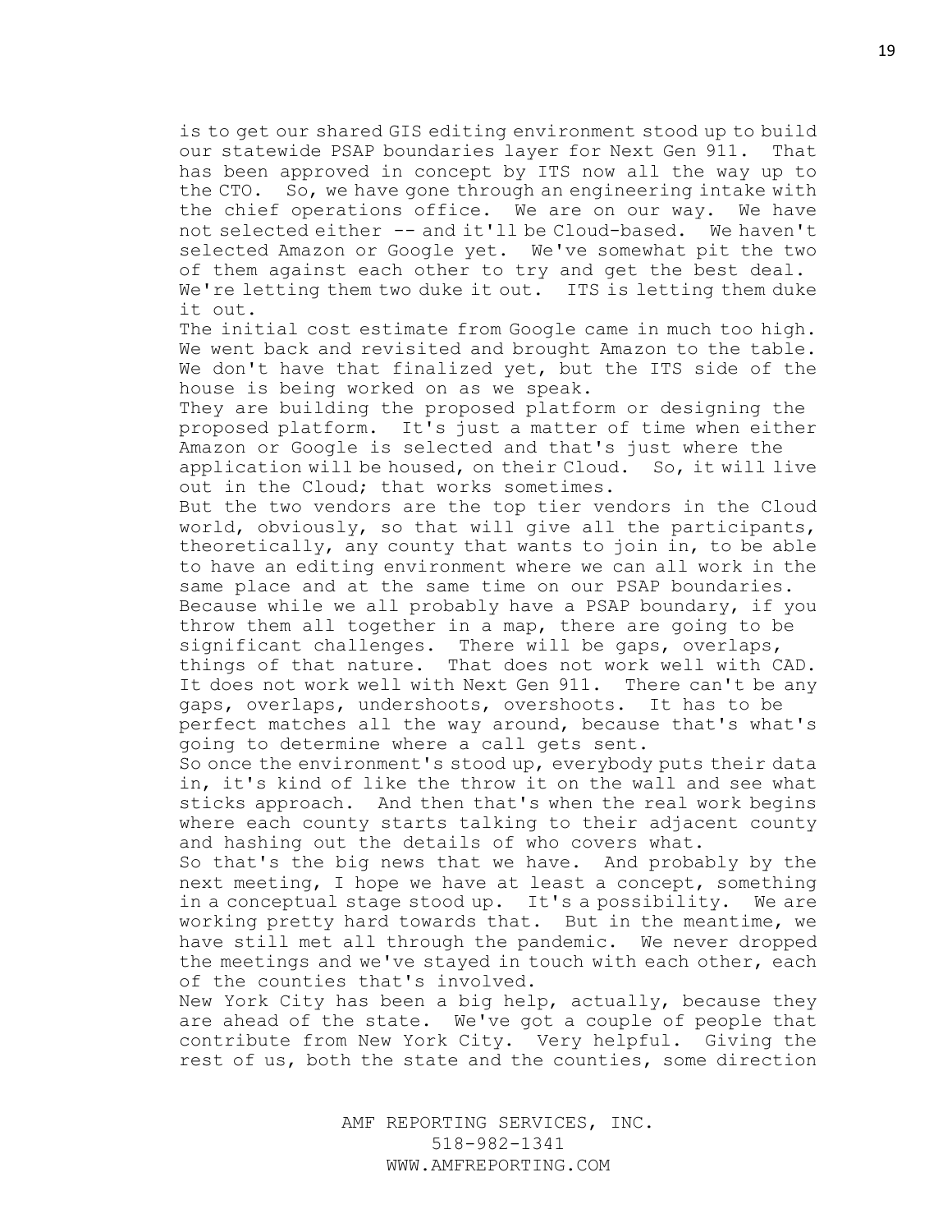is to get our shared GIS editing environment stood up to build our statewide PSAP boundaries layer for Next Gen 911. That has been approved in concept by ITS now all the way up to the CTO. So, we have gone through an engineering intake with the chief operations office. We are on our way. We have not selected either -- and it'll be Cloud-based. We haven't selected Amazon or Google yet. We've somewhat pit the two of them against each other to try and get the best deal. We're letting them two duke it out. ITS is letting them duke it out.

The initial cost estimate from Google came in much too high. We went back and revisited and brought Amazon to the table. We don't have that finalized yet, but the ITS side of the house is being worked on as we speak.

They are building the proposed platform or designing the proposed platform. It's just a matter of time when either Amazon or Google is selected and that's just where the application will be housed, on their Cloud. So, it will live out in the Cloud; that works sometimes.

But the two vendors are the top tier vendors in the Cloud world, obviously, so that will give all the participants, theoretically, any county that wants to join in, to be able to have an editing environment where we can all work in the same place and at the same time on our PSAP boundaries.

Because while we all probably have a PSAP boundary, if you throw them all together in a map, there are going to be significant challenges. There will be gaps, overlaps, things of that nature. That does not work well with CAD. It does not work well with Next Gen 911. There can't be any gaps, overlaps, undershoots, overshoots. It has to be perfect matches all the way around, because that's what's going to determine where a call gets sent.

So once the environment's stood up, everybody puts their data in, it's kind of like the throw it on the wall and see what sticks approach. And then that's when the real work begins where each county starts talking to their adjacent county and hashing out the details of who covers what.

So that's the big news that we have. And probably by the next meeting, I hope we have at least a concept, something in a conceptual stage stood up. It's a possibility. We are working pretty hard towards that. But in the meantime, we have still met all through the pandemic. We never dropped the meetings and we've stayed in touch with each other, each of the counties that's involved.

New York City has been a big help, actually, because they are ahead of the state. We've got a couple of people that contribute from New York City. Very helpful. Giving the rest of us, both the state and the counties, some direction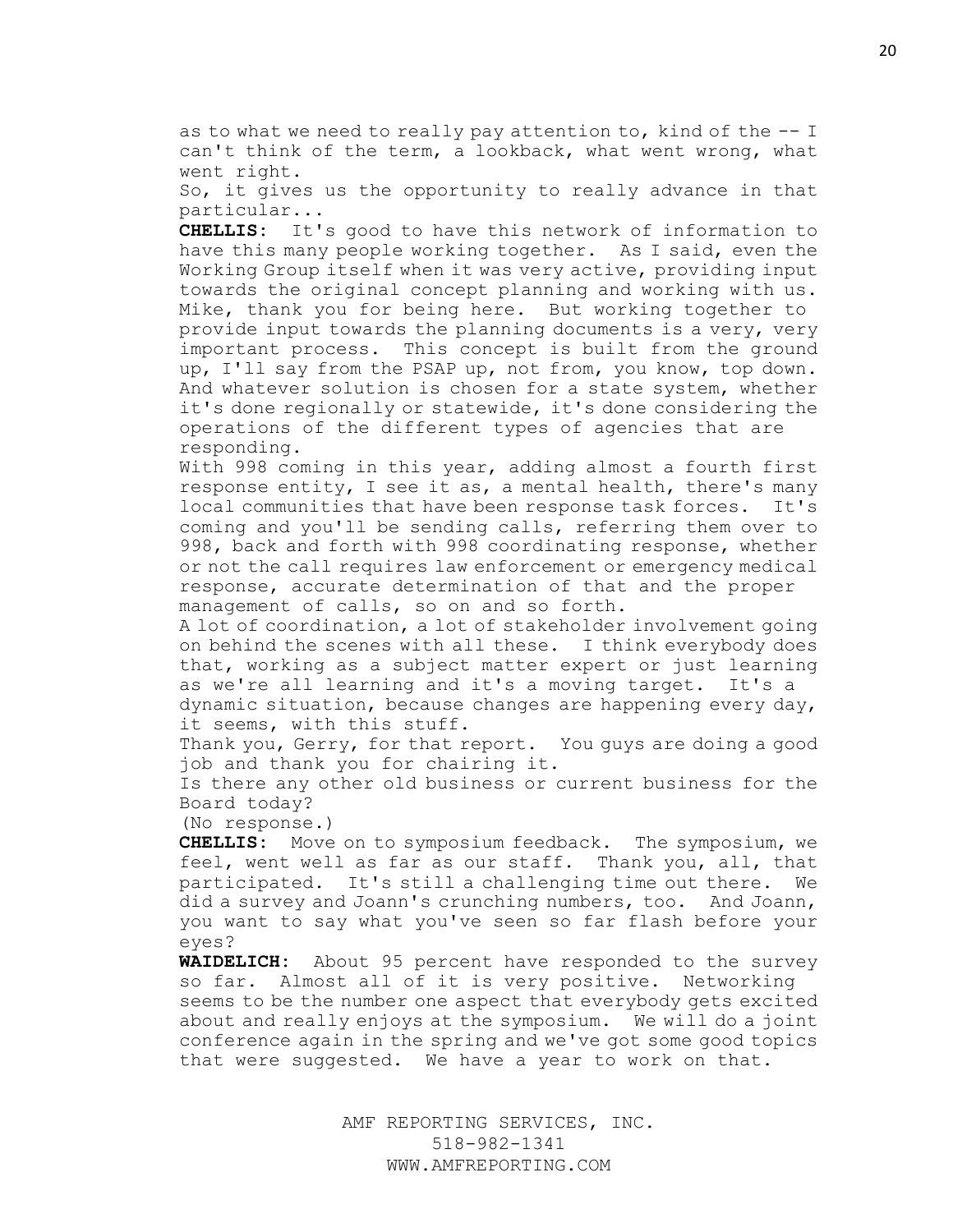as to what we need to really pay attention to, kind of the -- I can't think of the term, a lookback, what went wrong, what went right.

So, it gives us the opportunity to really advance in that particular...

**CHELLIS**: It's good to have this network of information to have this many people working together. As I said, even the Working Group itself when it was very active, providing input towards the original concept planning and working with us. Mike, thank you for being here. But working together to provide input towards the planning documents is a very, very important process. This concept is built from the ground up, I'll say from the PSAP up, not from, you know, top down. And whatever solution is chosen for a state system, whether it's done regionally or statewide, it's done considering the operations of the different types of agencies that are responding.

With 998 coming in this year, adding almost a fourth first response entity, I see it as, a mental health, there's many local communities that have been response task forces. It's coming and you'll be sending calls, referring them over to 998, back and forth with 998 coordinating response, whether or not the call requires law enforcement or emergency medical response, accurate determination of that and the proper management of calls, so on and so forth.

A lot of coordination, a lot of stakeholder involvement going on behind the scenes with all these. I think everybody does that, working as a subject matter expert or just learning as we're all learning and it's a moving target. It's a dynamic situation, because changes are happening every day, it seems, with this stuff.

Thank you, Gerry, for that report. You guys are doing a good job and thank you for chairing it.

Is there any other old business or current business for the Board today?

(No response.)

**CHELLIS**: Move on to symposium feedback. The symposium, we feel, went well as far as our staff. Thank you, all, that participated. It's still a challenging time out there. We did a survey and Joann's crunching numbers, too. And Joann, you want to say what you've seen so far flash before your eyes?

**WAIDELICH**: About 95 percent have responded to the survey so far. Almost all of it is very positive. Networking seems to be the number one aspect that everybody gets excited about and really enjoys at the symposium. We will do a joint conference again in the spring and we've got some good topics that were suggested. We have a year to work on that.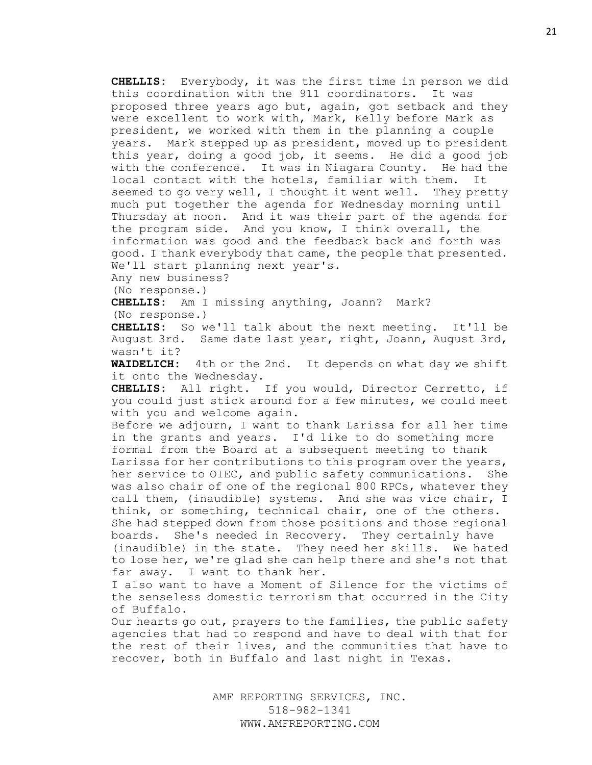**CHELLIS**: Everybody, it was the first time in person we did this coordination with the 911 coordinators. It was proposed three years ago but, again, got setback and they were excellent to work with, Mark, Kelly before Mark as president, we worked with them in the planning a couple years. Mark stepped up as president, moved up to president this year, doing a good job, it seems. He did a good job with the conference. It was in Niagara County. He had the local contact with the hotels, familiar with them. It seemed to go very well, I thought it went well. They pretty much put together the agenda for Wednesday morning until Thursday at noon. And it was their part of the agenda for the program side. And you know, I think overall, the information was good and the feedback back and forth was good. I thank everybody that came, the people that presented. We'll start planning next year's.

Any new business?

(No response.)

**CHELLIS**: Am I missing anything, Joann? Mark?

(No response.)

**CHELLIS**: So we'll talk about the next meeting. It'll be August 3rd. Same date last year, right, Joann, August 3rd, wasn't it?

**WAIDELICH**: 4th or the 2nd. It depends on what day we shift it onto the Wednesday.

**CHELLIS**: All right. If you would, Director Cerretto, if you could just stick around for a few minutes, we could meet with you and welcome again.

Before we adjourn, I want to thank Larissa for all her time in the grants and years. I'd like to do something more formal from the Board at a subsequent meeting to thank Larissa for her contributions to this program over the years, her service to OIEC, and public safety communications. She was also chair of one of the regional 800 RPCs, whatever they call them, (inaudible) systems. And she was vice chair, I think, or something, technical chair, one of the others. She had stepped down from those positions and those regional boards. She's needed in Recovery. They certainly have (inaudible) in the state. They need her skills. We hated to lose her, we're glad she can help there and she's not that far away. I want to thank her.

I also want to have a Moment of Silence for the victims of the senseless domestic terrorism that occurred in the City of Buffalo.

Our hearts go out, prayers to the families, the public safety agencies that had to respond and have to deal with that for the rest of their lives, and the communities that have to recover, both in Buffalo and last night in Texas.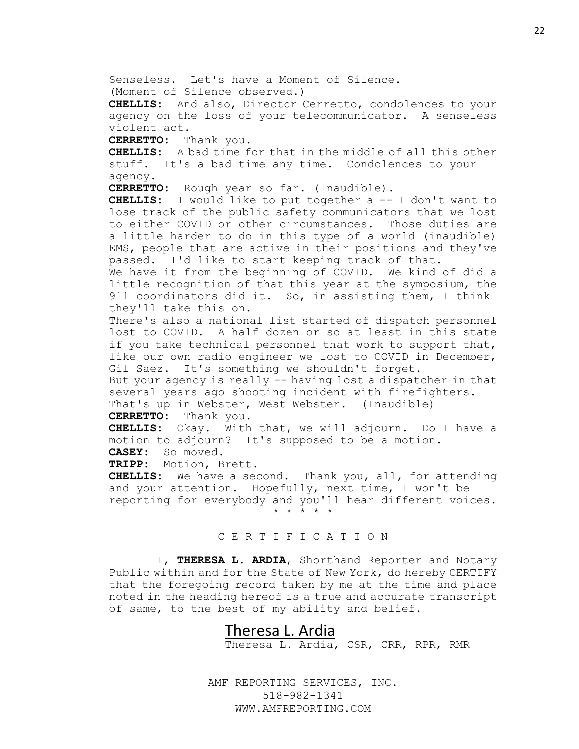Senseless. Let's have a Moment of Silence.
(Moment of Silence observed.)

**CHELLIS:** And also, Director Cerretto, condolences to your agency on the loss of your telecommunicator. A senseless violent act.

**CERRETTO:** Thank you.

**CHELLIS:** A bad time for that in the middle of all this other stuff. It's a bad time any time. Condolences to your agency.

**CERRETTO:** Rough year so far. (Inaudible).

**CHELLIS:** I would like to put together a -- I don't want to lose track of the public safety communicators that we lost to either COVID or other circumstances. Those duties are a little harder to do in this type of a world (inaudible) EMS, people that are active in their positions and they've passed. I'd like to start keeping track of that.
We have it from the beginning of COVID. We kind of did a little recognition of that this year at the symposium, the 911 coordinators did it. So, in assisting them, I think they'll take this on.
There's also a national list started of dispatch personnel lost to COVID. A half dozen or so at least in this state if you take technical personnel that work to support that, like our own radio engineer we lost to COVID in December, Gil Saez. It's something we shouldn't forget.
But your agency is really -- having lost a dispatcher in that several years ago shooting incident with firefighters. That's up in Webster, West Webster. (Inaudible)

**CERRETTO:** Thank you.

**CHELLIS:** Okay. With that, we will adjourn. Do I have a motion to adjourn? It's supposed to be a motion.

**CASEY:** So moved.

**TRIPP:** Motion, Brett.

**CHELLIS:** We have a second. Thank you, all, for attending and your attention. Hopefully, next time, I won't be reporting for everybody and you'll hear different voices.

\* \* \* \* \*

C E R T I F I C A T I O N

I, **THERESA L. ARDIA**, Shorthand Reporter and Notary Public within and for the State of New York, do hereby CERTIFY that the foregoing record taken by me at the time and place noted in the heading hereof is a true and accurate transcript of same, to the best of my ability and belief.

Theresa L. Ardia
Theresa L. Ardia, CSR, CRR, RPR, RMR

AMF REPORTING SERVICES, INC.
518-982-1341
WWW.AMFREPORTING.COM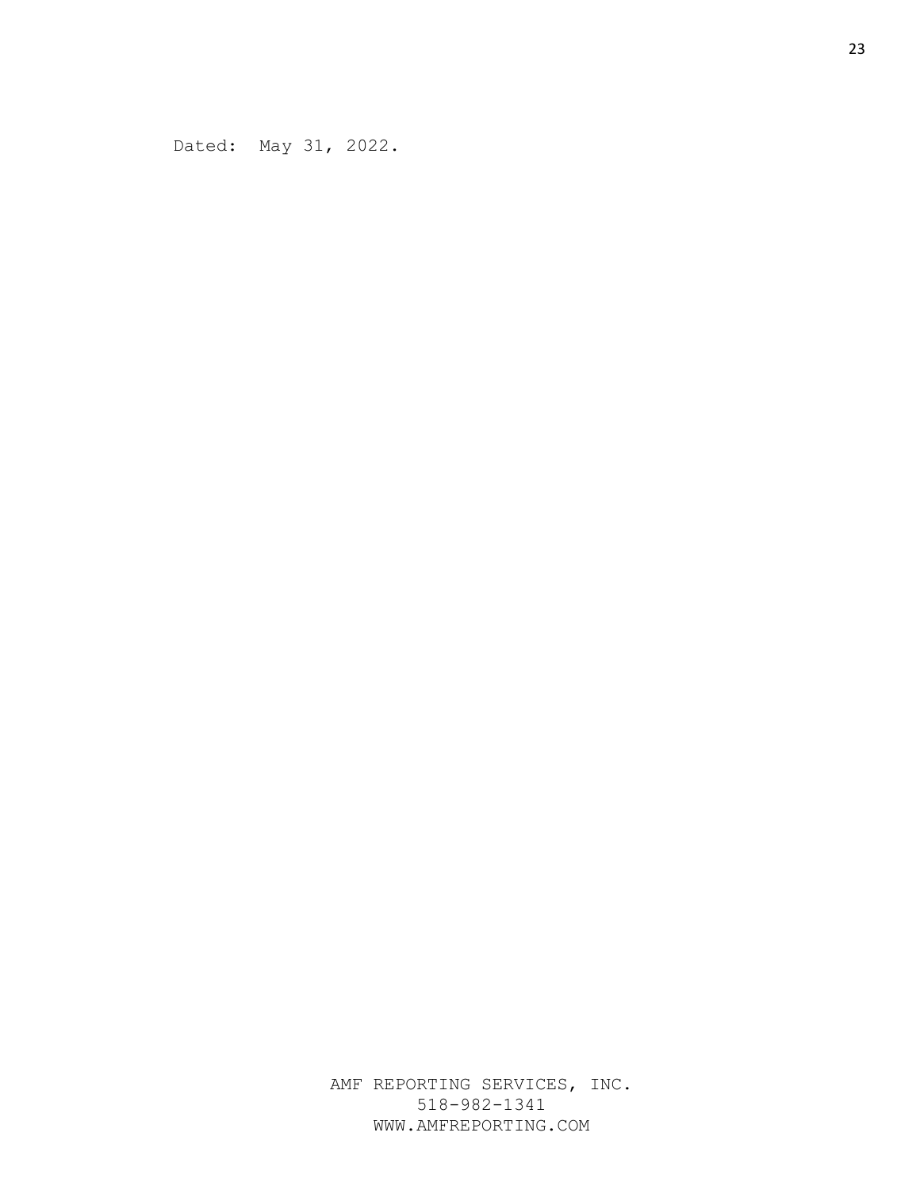Dated: May 31, 2022.